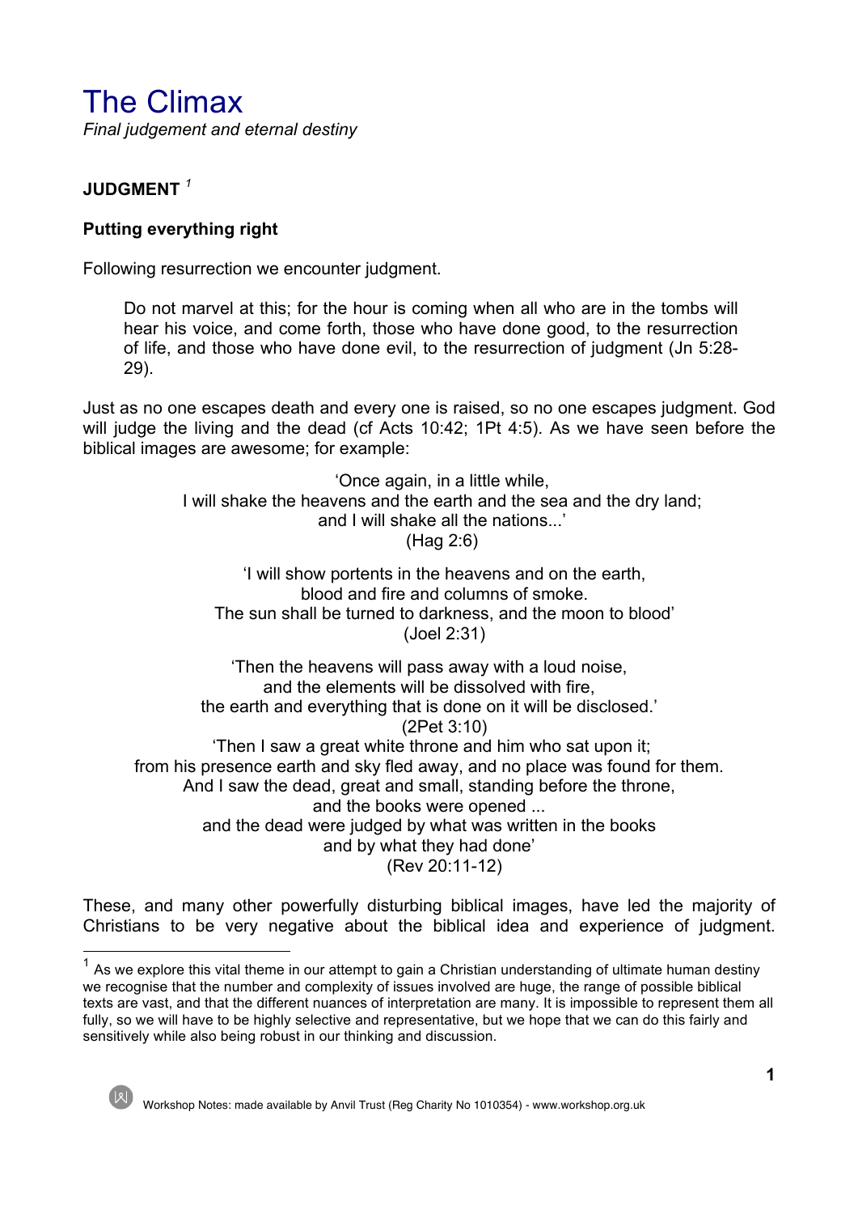# The Climax

*Final judgement and eternal destiny*

**JUDGMENT** [1]

**Putting everything right**

Following resurrection we encounter judgment.

> Do not marvel at this; for the hour is coming when all who are in the tombs will hear his voice, and come forth, those who have done good, to the resurrection of life, and those who have done evil, to the resurrection of judgment (Jn 5:28-29).

Just as no one escapes death and every one is raised, so no one escapes judgment. God will judge the living and the dead (cf Acts 10:42; 1Pt 4:5). As we have seen before the biblical images are awesome; for example:

> 'Once again, in a little while,  
> I will shake the heavens and the earth and the sea and the dry land;  
> and I will shake all the nations...'  
> (Hag 2:6)

> 'I will show portents in the heavens and on the earth,  
> blood and fire and columns of smoke.  
> The sun shall be turned to darkness, and the moon to blood'  
> (Joel 2:31)

> 'Then the heavens will pass away with a loud noise,  
> and the elements will be dissolved with fire,  
> the earth and everything that is done on it will be disclosed.'  
> (2Pet 3:10)

> 'Then I saw a great white throne and him who sat upon it;  
> from his presence earth and sky fled away, and no place was found for them.  
> And I saw the dead, great and small, standing before the throne,  
> and the books were opened ...  
> and the dead were judged by what was written in the books  
> and by what they had done'  
> (Rev 20:11-12)

These, and many other powerfully disturbing biblical images, have led the majority of Christians to be very negative about the biblical idea and experience of judgment.

---

[1] As we explore this vital theme in our attempt to gain a Christian understanding of ultimate human destiny we recognise that the number and complexity of issues involved are huge, the range of possible biblical texts are vast, and that the different nuances of interpretation are many. It is impossible to represent them all fully, so we will have to be highly selective and representative, but we hope that we can do this fairly and sensitively while also being robust in our thinking and discussion.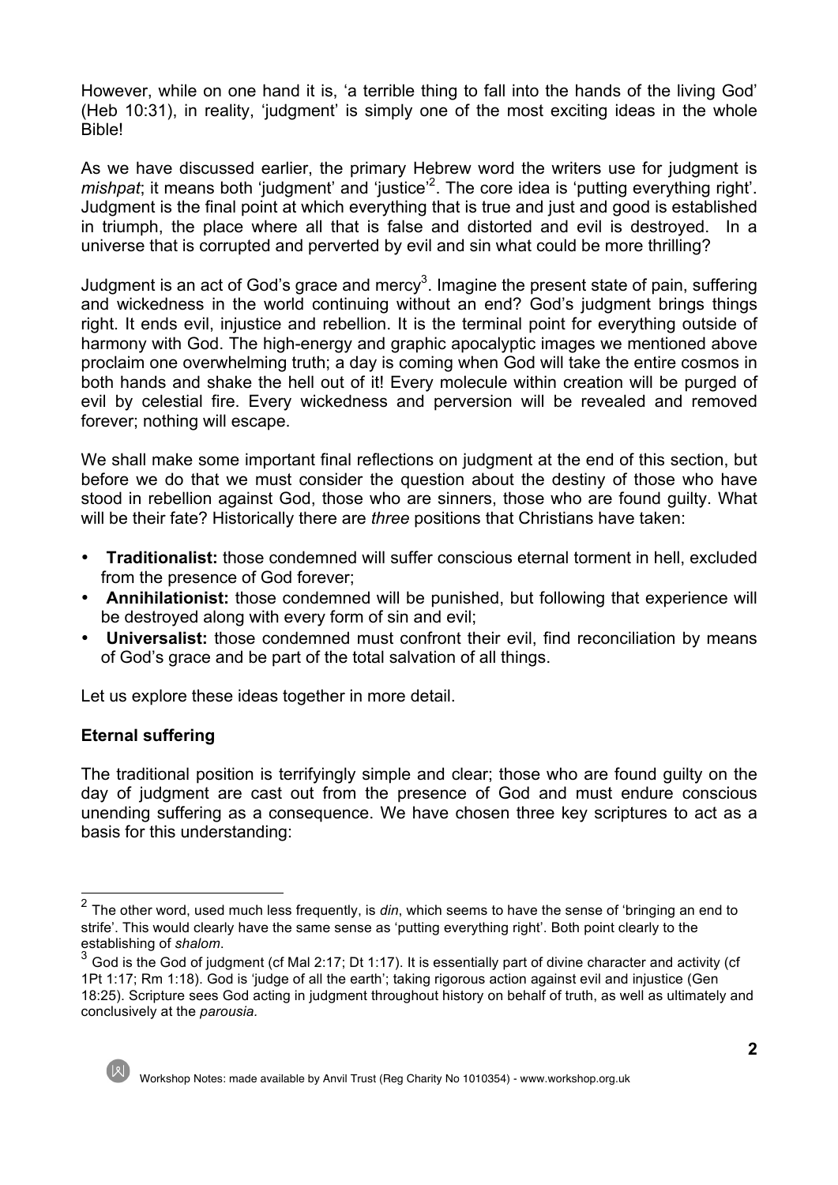However, while on one hand it is, 'a terrible thing to fall into the hands of the living God' (Heb 10:31), in reality, 'judgment' is simply one of the most exciting ideas in the whole Bible!

As we have discussed earlier, the primary Hebrew word the writers use for judgment is *mishpat*; it means both 'judgment' and 'justice'[2]. The core idea is 'putting everything right'. Judgment is the final point at which everything that is true and just and good is established in triumph, the place where all that is false and distorted and evil is destroyed. In a universe that is corrupted and perverted by evil and sin what could be more thrilling?

Judgment is an act of God's grace and mercy[3]. Imagine the present state of pain, suffering and wickedness in the world continuing without an end? God's judgment brings things right. It ends evil, injustice and rebellion. It is the terminal point for everything outside of harmony with God. The high-energy and graphic apocalyptic images we mentioned above proclaim one overwhelming truth; a day is coming when God will take the entire cosmos in both hands and shake the hell out of it! Every molecule within creation will be purged of evil by celestial fire. Every wickedness and perversion will be revealed and removed forever; nothing will escape.

We shall make some important final reflections on judgment at the end of this section, but before we do that we must consider the question about the destiny of those who have stood in rebellion against God, those who are sinners, those who are found guilty. What will be their fate? Historically there are *three* positions that Christians have taken:

- **Traditionalist:** those condemned will suffer conscious eternal torment in hell, excluded from the presence of God forever;
- **Annihilationist:** those condemned will be punished, but following that experience will be destroyed along with every form of sin and evil;
- **Universalist:** those condemned must confront their evil, find reconciliation by means of God's grace and be part of the total salvation of all things.

Let us explore these ideas together in more detail.

**Eternal suffering**

The traditional position is terrifyingly simple and clear; those who are found guilty on the day of judgment are cast out from the presence of God and must endure conscious unending suffering as a consequence. We have chosen three key scriptures to act as a basis for this understanding:

---

[2] The other word, used much less frequently, is *din*, which seems to have the sense of 'bringing an end to strife'. This would clearly have the same sense as 'putting everything right'. Both point clearly to the establishing of *shalom*.

[3] God is the God of judgment (cf Mal 2:17; Dt 1:17). It is essentially part of divine character and activity (cf 1Pt 1:17; Rm 1:18). God is 'judge of all the earth'; taking rigorous action against evil and injustice (Gen 18:25). Scripture sees God acting in judgment throughout history on behalf of truth, as well as ultimately and conclusively at the *parousia.*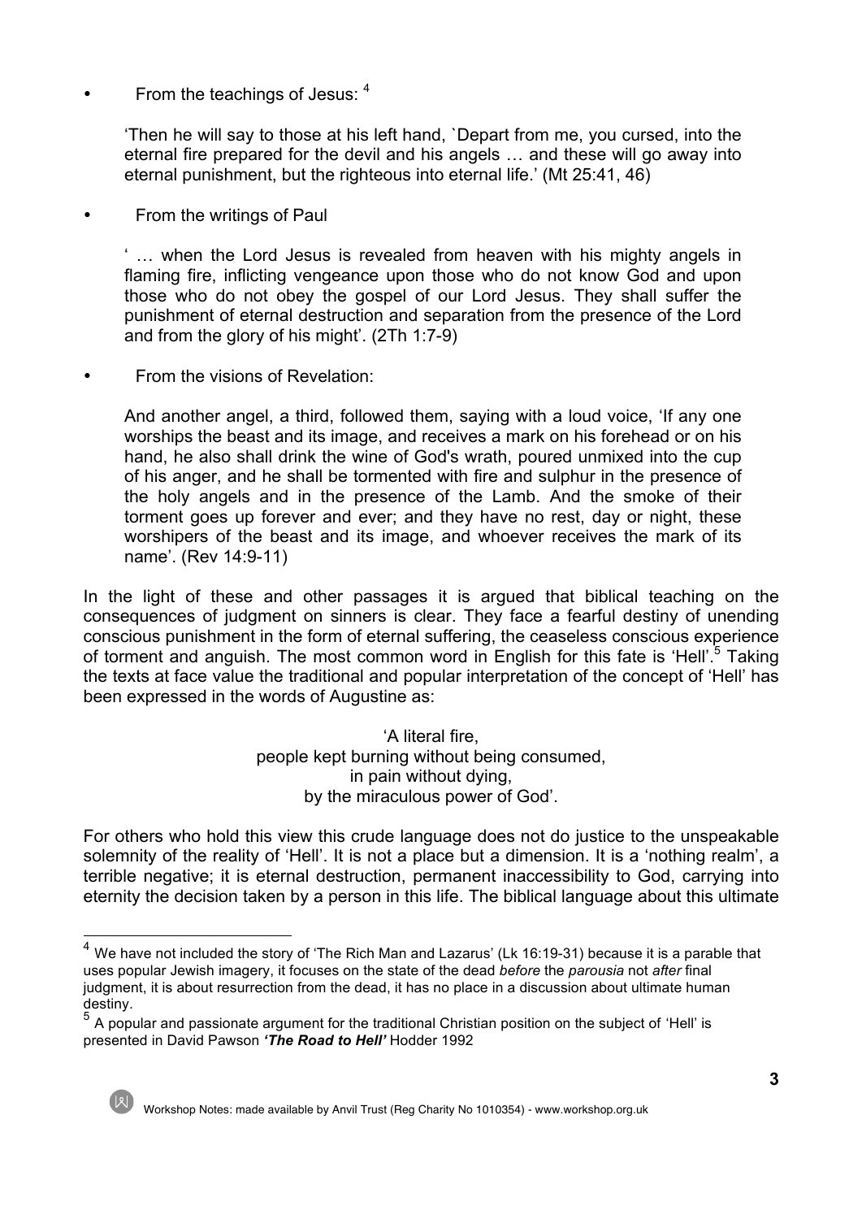- From the teachings of Jesus: [4]

 'Then he will say to those at his left hand, `Depart from me, you cursed, into the eternal fire prepared for the devil and his angels … and these will go away into eternal punishment, but the righteous into eternal life.' (Mt 25:41, 46)

- From the writings of Paul

 ' … when the Lord Jesus is revealed from heaven with his mighty angels in flaming fire, inflicting vengeance upon those who do not know God and upon those who do not obey the gospel of our Lord Jesus. They shall suffer the punishment of eternal destruction and separation from the presence of the Lord and from the glory of his might'. (2Th 1:7-9)

- From the visions of Revelation:

 And another angel, a third, followed them, saying with a loud voice, 'If any one worships the beast and its image, and receives a mark on his forehead or on his hand, he also shall drink the wine of God's wrath, poured unmixed into the cup of his anger, and he shall be tormented with fire and sulphur in the presence of the holy angels and in the presence of the Lamb. And the smoke of their torment goes up forever and ever; and they have no rest, day or night, these worshipers of the beast and its image, and whoever receives the mark of its name'. (Rev 14:9-11)

In the light of these and other passages it is argued that biblical teaching on the consequences of judgment on sinners is clear. They face a fearful destiny of unending conscious punishment in the form of eternal suffering, the ceaseless conscious experience of torment and anguish. The most common word in English for this fate is 'Hell'.[5] Taking the texts at face value the traditional and popular interpretation of the concept of 'Hell' has been expressed in the words of Augustine as:

> 'A literal fire,
> people kept burning without being consumed,
> in pain without dying,
> by the miraculous power of God'.

For others who hold this view this crude language does not do justice to the unspeakable solemnity of the reality of 'Hell'. It is not a place but a dimension. It is a 'nothing realm', a terrible negative; it is eternal destruction, permanent inaccessibility to God, carrying into eternity the decision taken by a person in this life. The biblical language about this ultimate

---

[4] We have not included the story of 'The Rich Man and Lazarus' (Lk 16:19-31) because it is a parable that uses popular Jewish imagery, it focuses on the state of the dead *before* the *parousia* not *after* final judgment, it is about resurrection from the dead, it has no place in a discussion about ultimate human destiny.

[5] A popular and passionate argument for the traditional Christian position on the subject of 'Hell' is presented in David Pawson ***'The Road to Hell'*** Hodder 1992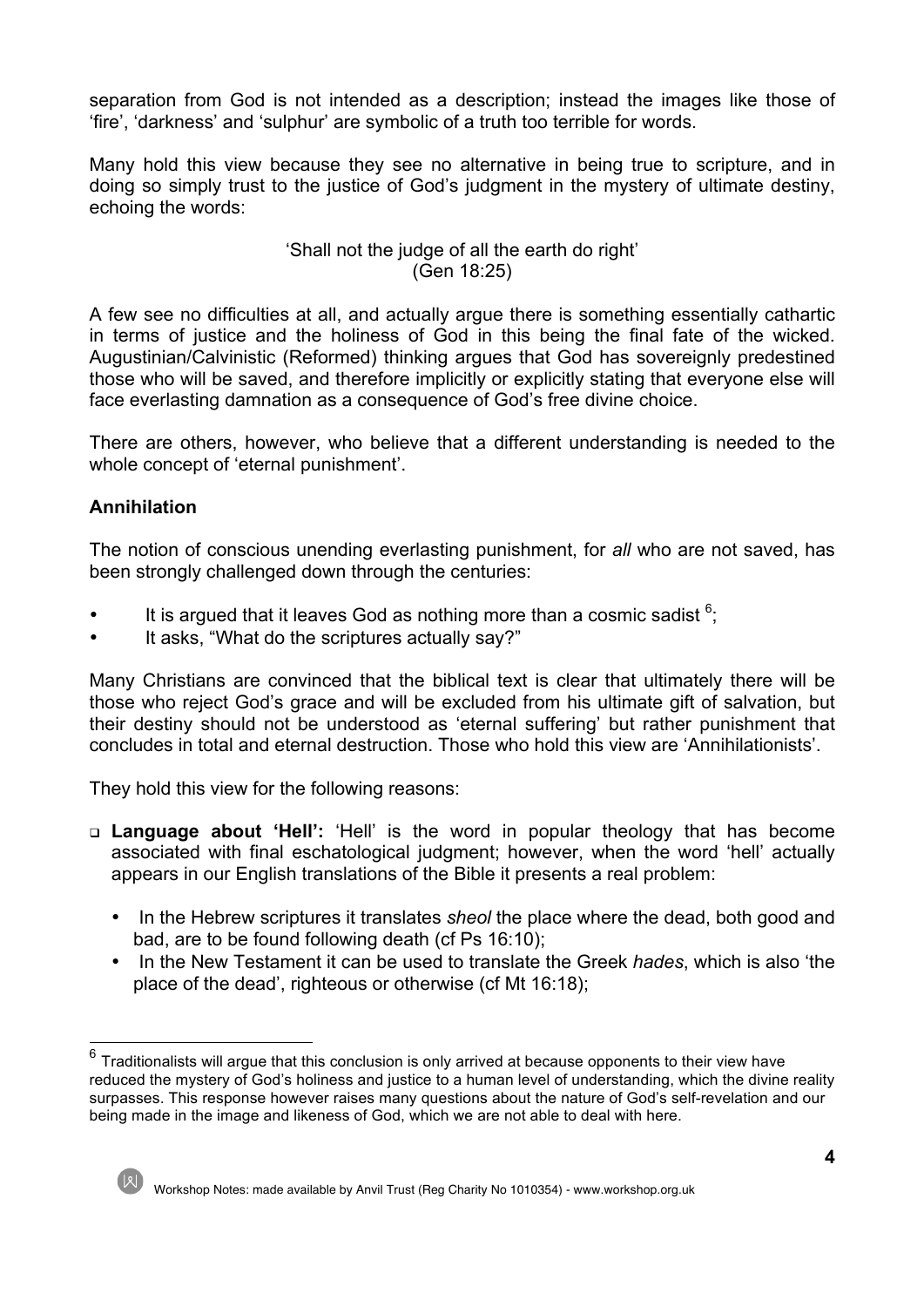separation from God is not intended as a description; instead the images like those of 'fire', 'darkness' and 'sulphur' are symbolic of a truth too terrible for words.

Many hold this view because they see no alternative in being true to scripture, and in doing so simply trust to the justice of God's judgment in the mystery of ultimate destiny, echoing the words:

> 'Shall not the judge of all the earth do right'
> (Gen 18:25)

A few see no difficulties at all, and actually argue there is something essentially cathartic in terms of justice and the holiness of God in this being the final fate of the wicked. Augustinian/Calvinistic (Reformed) thinking argues that God has sovereignly predestined those who will be saved, and therefore implicitly or explicitly stating that everyone else will face everlasting damnation as a consequence of God's free divine choice.

There are others, however, who believe that a different understanding is needed to the whole concept of 'eternal punishment'.

**Annihilation**

The notion of conscious unending everlasting punishment, for *all* who are not saved, has been strongly challenged down through the centuries:

- It is argued that it leaves God as nothing more than a cosmic sadist [6];
- It asks, "What do the scriptures actually say?"

Many Christians are convinced that the biblical text is clear that ultimately there will be those who reject God's grace and will be excluded from his ultimate gift of salvation, but their destiny should not be understood as 'eternal suffering' but rather punishment that concludes in total and eternal destruction. Those who hold this view are 'Annihilationists'.

They hold this view for the following reasons:

- **Language about 'Hell':** 'Hell' is the word in popular theology that has become associated with final eschatological judgment; however, when the word 'hell' actually appears in our English translations of the Bible it presents a real problem:
  - In the Hebrew scriptures it translates *sheol* the place where the dead, both good and bad, are to be found following death (cf Ps 16:10);
  - In the New Testament it can be used to translate the Greek *hades*, which is also 'the place of the dead', righteous or otherwise (cf Mt 16:18);

---

[6] Traditionalists will argue that this conclusion is only arrived at because opponents to their view have reduced the mystery of God's holiness and justice to a human level of understanding, which the divine reality surpasses. This response however raises many questions about the nature of God's self-revelation and our being made in the image and likeness of God, which we are not able to deal with here.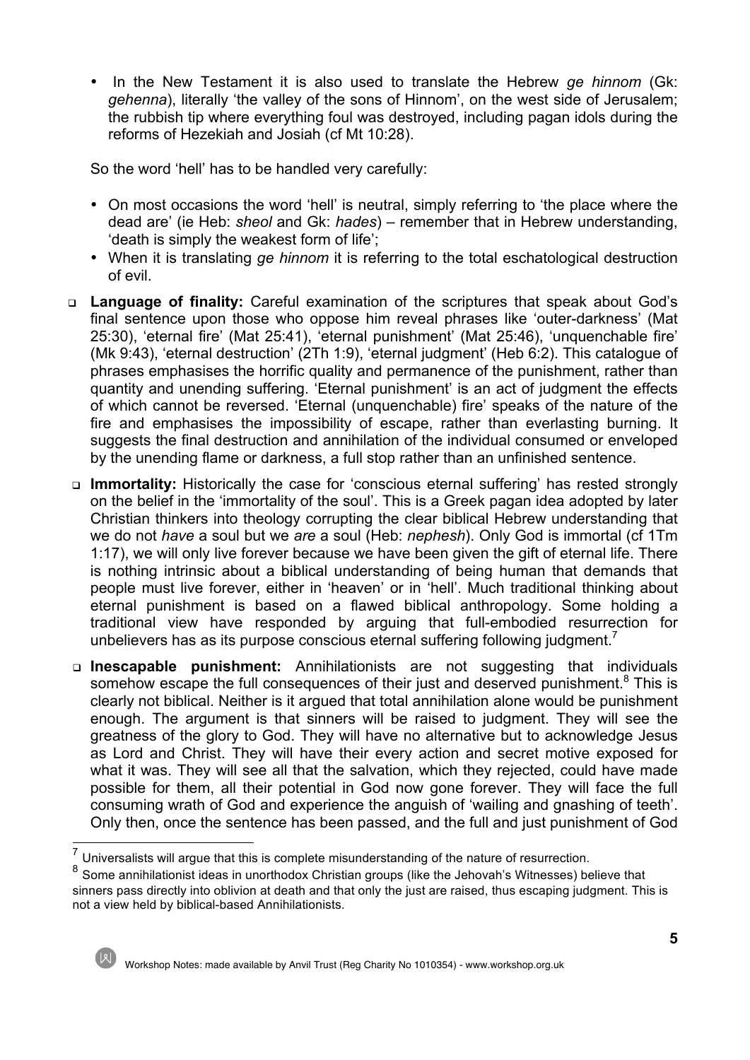- In the New Testament it is also used to translate the Hebrew *ge hinnom* (Gk: *gehenna*), literally 'the valley of the sons of Hinnom', on the west side of Jerusalem; the rubbish tip where everything foul was destroyed, including pagan idols during the reforms of Hezekiah and Josiah (cf Mt 10:28).

So the word 'hell' has to be handled very carefully:

- On most occasions the word 'hell' is neutral, simply referring to 'the place where the dead are' (ie Heb: *sheol* and Gk: *hades*) – remember that in Hebrew understanding, 'death is simply the weakest form of life';
- When it is translating *ge hinnom* it is referring to the total eschatological destruction of evil.

- **Language of finality:** Careful examination of the scriptures that speak about God's final sentence upon those who oppose him reveal phrases like 'outer-darkness' (Mat 25:30), 'eternal fire' (Mat 25:41), 'eternal punishment' (Mat 25:46), 'unquenchable fire' (Mk 9:43), 'eternal destruction' (2Th 1:9), 'eternal judgment' (Heb 6:2). This catalogue of phrases emphasises the horrific quality and permanence of the punishment, rather than quantity and unending suffering. 'Eternal punishment' is an act of judgment the effects of which cannot be reversed. 'Eternal (unquenchable) fire' speaks of the nature of the fire and emphasises the impossibility of escape, rather than everlasting burning. It suggests the final destruction and annihilation of the individual consumed or enveloped by the unending flame or darkness, a full stop rather than an unfinished sentence.
- **Immortality:** Historically the case for 'conscious eternal suffering' has rested strongly on the belief in the 'immortality of the soul'. This is a Greek pagan idea adopted by later Christian thinkers into theology corrupting the clear biblical Hebrew understanding that we do not *have* a soul but we *are* a soul (Heb: *nephesh*). Only God is immortal (cf 1Tm 1:17), we will only live forever because we have been given the gift of eternal life. There is nothing intrinsic about a biblical understanding of being human that demands that people must live forever, either in 'heaven' or in 'hell'. Much traditional thinking about eternal punishment is based on a flawed biblical anthropology. Some holding a traditional view have responded by arguing that full-embodied resurrection for unbelievers has as its purpose conscious eternal suffering following judgment.[7]
- **Inescapable punishment:** Annihilationists are not suggesting that individuals somehow escape the full consequences of their just and deserved punishment.[8] This is clearly not biblical. Neither is it argued that total annihilation alone would be punishment enough. The argument is that sinners will be raised to judgment. They will see the greatness of the glory to God. They will have no alternative but to acknowledge Jesus as Lord and Christ. They will have their every action and secret motive exposed for what it was. They will see all that the salvation, which they rejected, could have made possible for them, all their potential in God now gone forever. They will face the full consuming wrath of God and experience the anguish of 'wailing and gnashing of teeth'. Only then, once the sentence has been passed, and the full and just punishment of God

---

[7] Universalists will argue that this is complete misunderstanding of the nature of resurrection.

[8] Some annihilationist ideas in unorthodox Christian groups (like the Jehovah's Witnesses) believe that sinners pass directly into oblivion at death and that only the just are raised, thus escaping judgment. This is not a view held by biblical-based Annihilationists.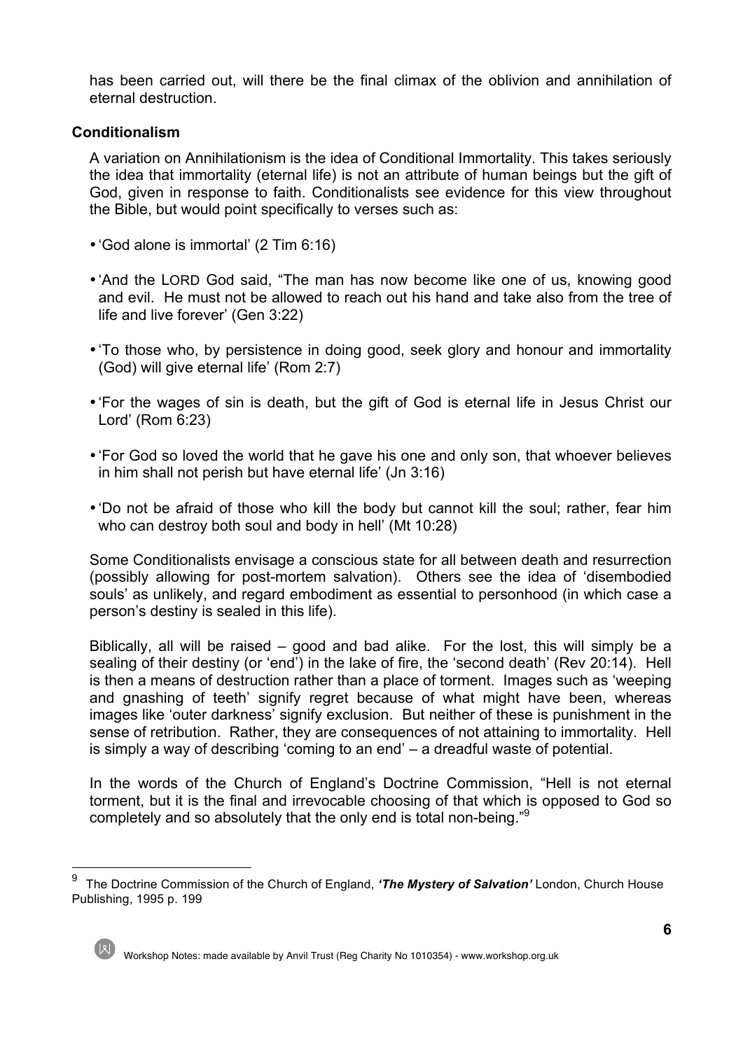has been carried out, will there be the final climax of the oblivion and annihilation of eternal destruction.

**Conditionalism**

A variation on Annihilationism is the idea of Conditional Immortality. This takes seriously the idea that immortality (eternal life) is not an attribute of human beings but the gift of God, given in response to faith. Conditionalists see evidence for this view throughout the Bible, but would point specifically to verses such as:

- 'God alone is immortal' (2 Tim 6:16)
- 'And the LORD God said, "The man has now become like one of us, knowing good and evil. He must not be allowed to reach out his hand and take also from the tree of life and live forever' (Gen 3:22)
- 'To those who, by persistence in doing good, seek glory and honour and immortality (God) will give eternal life' (Rom 2:7)
- 'For the wages of sin is death, but the gift of God is eternal life in Jesus Christ our Lord' (Rom 6:23)
- 'For God so loved the world that he gave his one and only son, that whoever believes in him shall not perish but have eternal life' (Jn 3:16)
- 'Do not be afraid of those who kill the body but cannot kill the soul; rather, fear him who can destroy both soul and body in hell' (Mt 10:28)

Some Conditionalists envisage a conscious state for all between death and resurrection (possibly allowing for post-mortem salvation). Others see the idea of 'disembodied souls' as unlikely, and regard embodiment as essential to personhood (in which case a person's destiny is sealed in this life).

Biblically, all will be raised – good and bad alike. For the lost, this will simply be a sealing of their destiny (or 'end') in the lake of fire, the 'second death' (Rev 20:14). Hell is then a means of destruction rather than a place of torment. Images such as 'weeping and gnashing of teeth' signify regret because of what might have been, whereas images like 'outer darkness' signify exclusion. But neither of these is punishment in the sense of retribution. Rather, they are consequences of not attaining to immortality. Hell is simply a way of describing 'coming to an end' – a dreadful waste of potential.

In the words of the Church of England's Doctrine Commission, "Hell is not eternal torment, but it is the final and irrevocable choosing of that which is opposed to God so completely and so absolutely that the only end is total non-being."[9]

---

[9] The Doctrine Commission of the Church of England, ***'The Mystery of Salvation'*** London, Church House Publishing, 1995 p. 199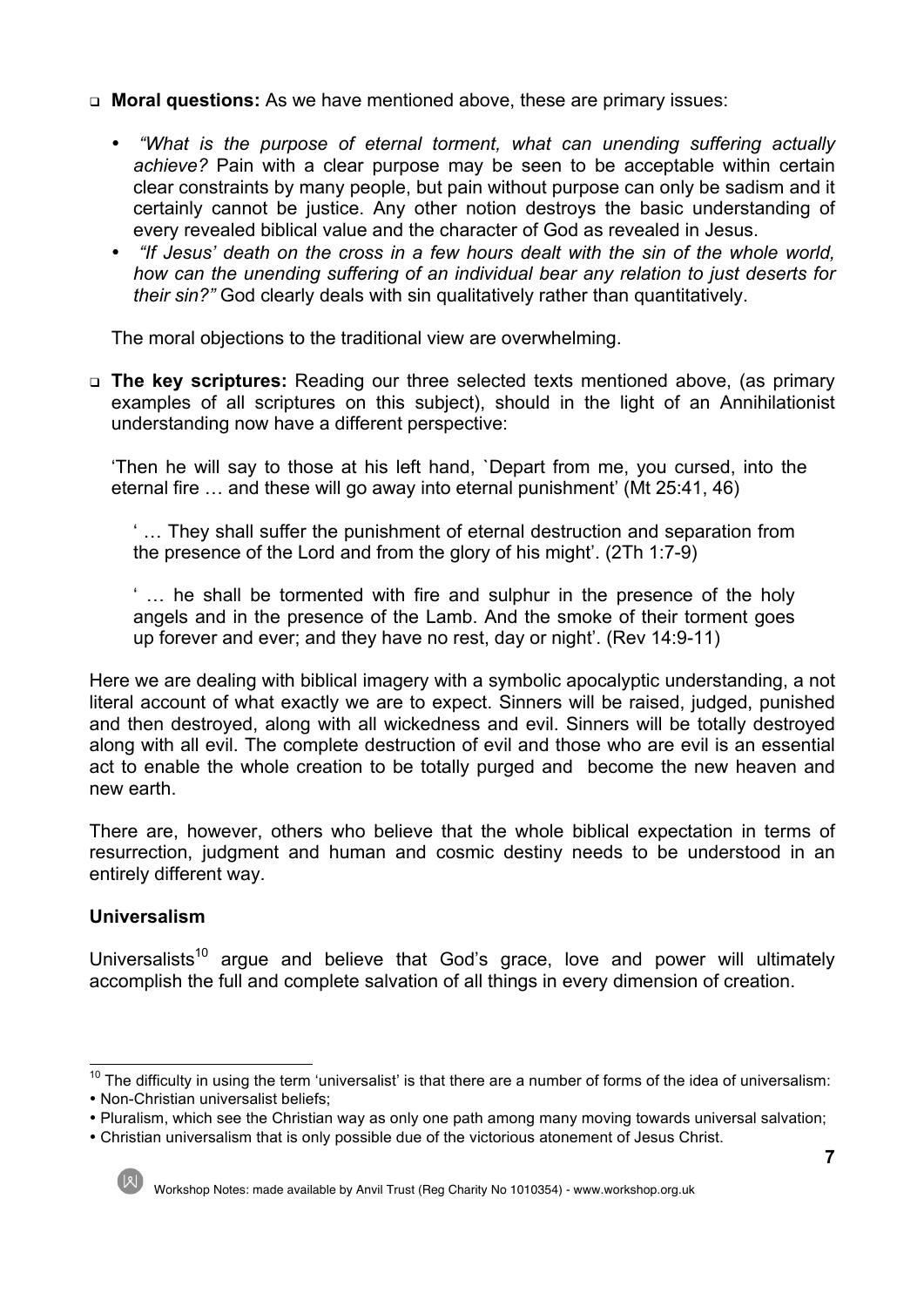- **Moral questions:** As we have mentioned above, these are primary issues:

  - *"What is the purpose of eternal torment, what can unending suffering actually achieve?* Pain with a clear purpose may be seen to be acceptable within certain clear constraints by many people, but pain without purpose can only be sadism and it certainly cannot be justice. Any other notion destroys the basic understanding of every revealed biblical value and the character of God as revealed in Jesus.
  - *"If Jesus' death on the cross in a few hours dealt with the sin of the whole world, how can the unending suffering of an individual bear any relation to just deserts for their sin?"* God clearly deals with sin qualitatively rather than quantitatively.

  The moral objections to the traditional view are overwhelming.

- **The key scriptures:** Reading our three selected texts mentioned above, (as primary examples of all scriptures on this subject), should in the light of an Annihilationist understanding now have a different perspective:

  'Then he will say to those at his left hand, `Depart from me, you cursed, into the eternal fire … and these will go away into eternal punishment' (Mt 25:41, 46)

  > ' … They shall suffer the punishment of eternal destruction and separation from the presence of the Lord and from the glory of his might'. (2Th 1:7-9)
  >
  > ' … he shall be tormented with fire and sulphur in the presence of the holy angels and in the presence of the Lamb. And the smoke of their torment goes up forever and ever; and they have no rest, day or night'. (Rev 14:9-11)

Here we are dealing with biblical imagery with a symbolic apocalyptic understanding, a not literal account of what exactly we are to expect. Sinners will be raised, judged, punished and then destroyed, along with all wickedness and evil. Sinners will be totally destroyed along with all evil. The complete destruction of evil and those who are evil is an essential act to enable the whole creation to be totally purged and become the new heaven and new earth.

There are, however, others who believe that the whole biblical expectation in terms of resurrection, judgment and human and cosmic destiny needs to be understood in an entirely different way.

### Universalism

Universalists[10] argue and believe that God's grace, love and power will ultimately accomplish the full and complete salvation of all things in every dimension of creation.

---

[10] The difficulty in using the term 'universalist' is that there are a number of forms of the idea of universalism:

- Non-Christian universalist beliefs;
- Pluralism, which see the Christian way as only one path among many moving towards universal salvation;
- Christian universalism that is only possible due of the victorious atonement of Jesus Christ.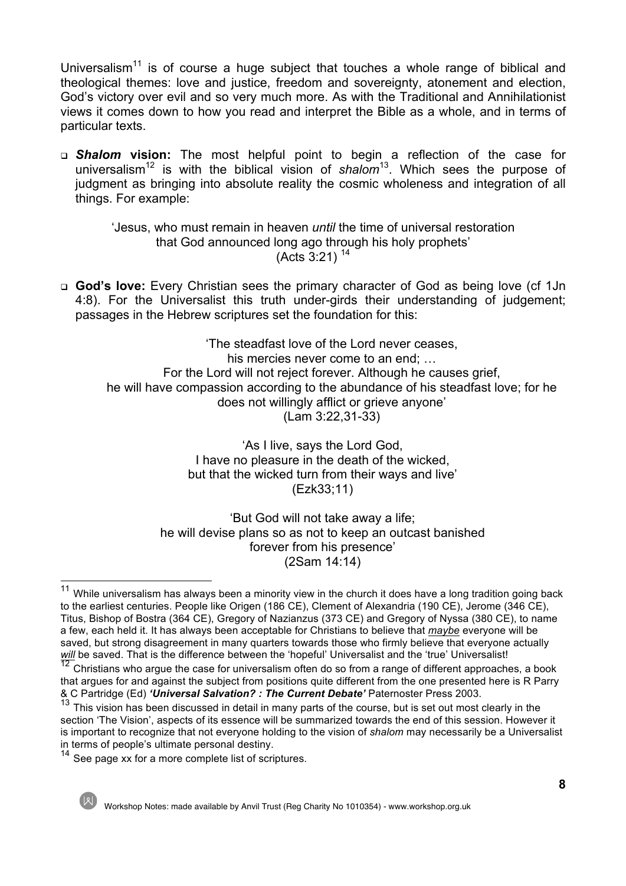Universalism[11] is of course a huge subject that touches a whole range of biblical and theological themes: love and justice, freedom and sovereignty, atonement and election, God's victory over evil and so very much more. As with the Traditional and Annihilationist views it comes down to how you read and interpret the Bible as a whole, and in terms of particular texts.

- ***Shalom* vision:** The most helpful point to begin a reflection of the case for universalism[12] is with the biblical vision of *shalom*[13]. Which sees the purpose of judgment as bringing into absolute reality the cosmic wholeness and integration of all things. For example:

> 'Jesus, who must remain in heaven *until* the time of universal restoration
> that God announced long ago through his holy prophets'
> (Acts 3:21) [14]

- **God's love:** Every Christian sees the primary character of God as being love (cf 1Jn 4:8). For the Universalist this truth under-girds their understanding of judgement; passages in the Hebrew scriptures set the foundation for this:

> 'The steadfast love of the Lord never ceases,
> his mercies never come to an end; …
> For the Lord will not reject forever. Although he causes grief,
> he will have compassion according to the abundance of his steadfast love; for he does not willingly afflict or grieve anyone'
> (Lam 3:22,31-33)

> 'As I live, says the Lord God,
> I have no pleasure in the death of the wicked,
> but that the wicked turn from their ways and live'
> (Ezk33;11)

> 'But God will not take away a life;
> he will devise plans so as not to keep an outcast banished
> forever from his presence'
> (2Sam 14:14)

---

[11] While universalism has always been a minority view in the church it does have a long tradition going back to the earliest centuries. People like Origen (186 CE), Clement of Alexandria (190 CE), Jerome (346 CE), Titus, Bishop of Bostra (364 CE), Gregory of Nazianzus (373 CE) and Gregory of Nyssa (380 CE), to name a few, each held it. It has always been acceptable for Christians to believe that ***maybe*** everyone will be saved, but strong disagreement in many quarters towards those who firmly believe that everyone actually ***will*** be saved. That is the difference between the 'hopeful' Universalist and the 'true' Universalist!

[12] Christians who argue the case for universalism often do so from a range of different approaches, a book that argues for and against the subject from positions quite different from the one presented here is R Parry & C Partridge (Ed) ***'Universal Salvation? : The Current Debate'*** Paternoster Press 2003.

[13] This vision has been discussed in detail in many parts of the course, but is set out most clearly in the section 'The Vision', aspects of its essence will be summarized towards the end of this session. However it is important to recognize that not everyone holding to the vision of *shalom* may necessarily be a Universalist in terms of people's ultimate personal destiny.

[14] See page xx for a more complete list of scriptures.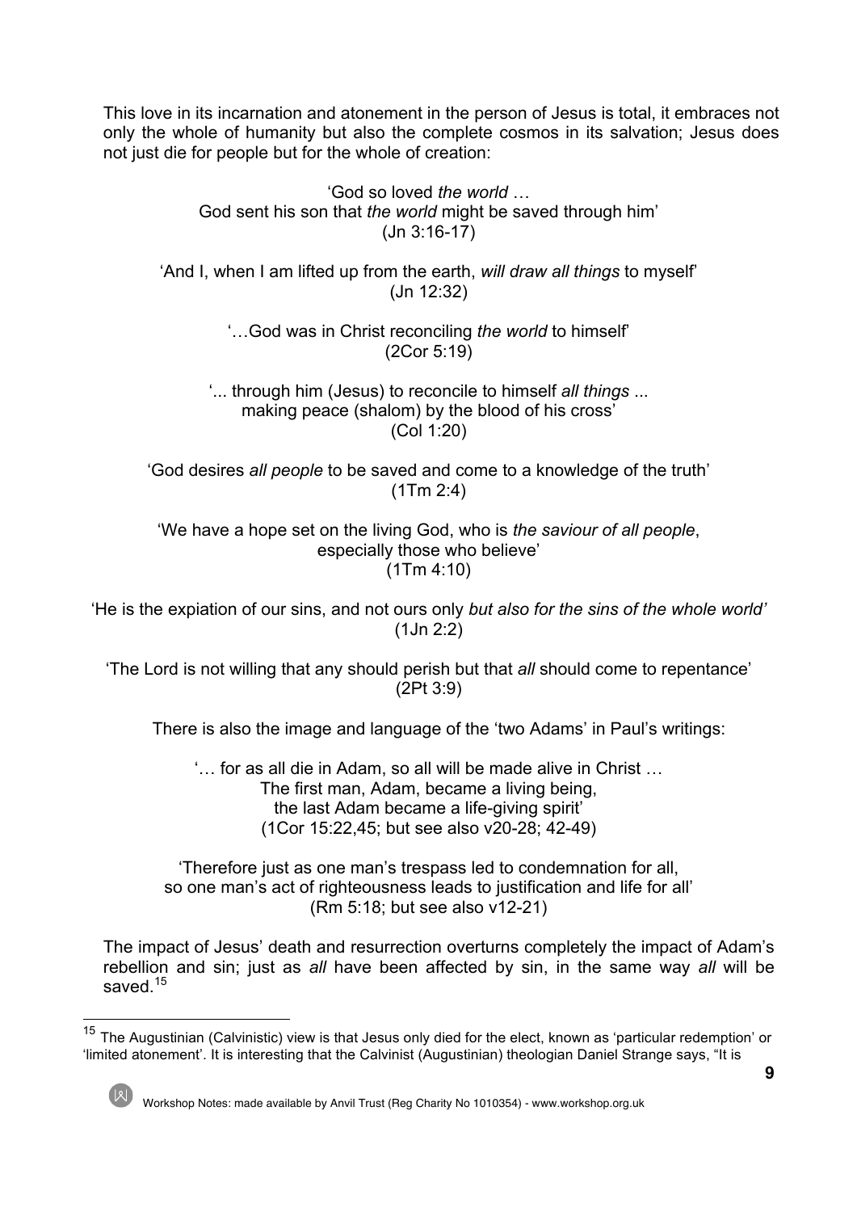This love in its incarnation and atonement in the person of Jesus is total, it embraces not only the whole of humanity but also the complete cosmos in its salvation; Jesus does not just die for people but for the whole of creation:

'God so loved *the world* …  
God sent his son that *the world* might be saved through him'  
(Jn 3:16-17)

'And I, when I am lifted up from the earth, *will draw all things* to myself'  
(Jn 12:32)

'…God was in Christ reconciling *the world* to himself'  
(2Cor 5:19)

'... through him (Jesus) to reconcile to himself *all things* ...  
making peace (shalom) by the blood of his cross'  
(Col 1:20)

'God desires *all people* to be saved and come to a knowledge of the truth'  
(1Tm 2:4)

'We have a hope set on the living God, who is *the saviour of all people*,  
especially those who believe'  
(1Tm 4:10)

'He is the expiation of our sins, and not ours only *but also for the sins of the whole world'*  
(1Jn 2:2)

'The Lord is not willing that any should perish but that *all* should come to repentance'  
(2Pt 3:9)

There is also the image and language of the 'two Adams' in Paul's writings:

'… for as all die in Adam, so all will be made alive in Christ …  
The first man, Adam, became a living being,  
the last Adam became a life-giving spirit'  
(1Cor 15:22,45; but see also v20-28; 42-49)

'Therefore just as one man's trespass led to condemnation for all,  
so one man's act of righteousness leads to justification and life for all'  
(Rm 5:18; but see also v12-21)

The impact of Jesus' death and resurrection overturns completely the impact of Adam's rebellion and sin; just as *all* have been affected by sin, in the same way *all* will be saved.[15]

---

[15] The Augustinian (Calvinistic) view is that Jesus only died for the elect, known as 'particular redemption' or 'limited atonement'. It is interesting that the Calvinist (Augustinian) theologian Daniel Strange says, "It is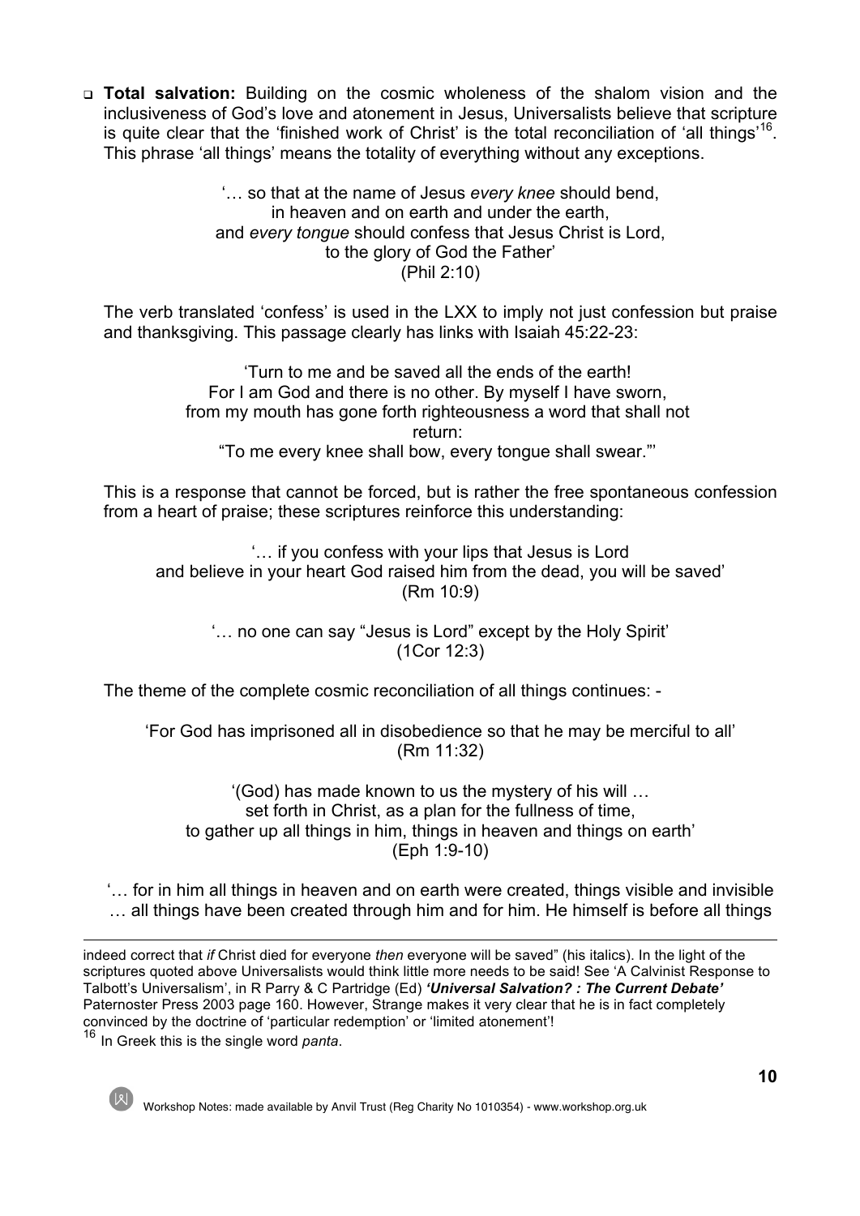- **Total salvation:** Building on the cosmic wholeness of the shalom vision and the inclusiveness of God's love and atonement in Jesus, Universalists believe that scripture is quite clear that the 'finished work of Christ' is the total reconciliation of 'all things'[16]. This phrase 'all things' means the totality of everything without any exceptions.

> '… so that at the name of Jesus *every knee* should bend,
> in heaven and on earth and under the earth,
> and *every tongue* should confess that Jesus Christ is Lord,
> to the glory of God the Father'
> (Phil 2:10)

The verb translated 'confess' is used in the LXX to imply not just confession but praise and thanksgiving. This passage clearly has links with Isaiah 45:22-23:

> 'Turn to me and be saved all the ends of the earth!
> For I am God and there is no other. By myself I have sworn,
> from my mouth has gone forth righteousness a word that shall not return:
> "To me every knee shall bow, every tongue shall swear."'

This is a response that cannot be forced, but is rather the free spontaneous confession from a heart of praise; these scriptures reinforce this understanding:

> '… if you confess with your lips that Jesus is Lord
> and believe in your heart God raised him from the dead, you will be saved'
> (Rm 10:9)

> '… no one can say "Jesus is Lord" except by the Holy Spirit'
> (1Cor 12:3)

The theme of the complete cosmic reconciliation of all things continues: -

> 'For God has imprisoned all in disobedience so that he may be merciful to all'
> (Rm 11:32)

> '(God) has made known to us the mystery of his will …
> set forth in Christ, as a plan for the fullness of time,
> to gather up all things in him, things in heaven and things on earth'
> (Eph 1:9-10)

'… for in him all things in heaven and on earth were created, things visible and invisible … all things have been created through him and for him. He himself is before all things

---

indeed correct that *if* Christ died for everyone *then* everyone will be saved" (his italics). In the light of the scriptures quoted above Universalists would think little more needs to be said! See 'A Calvinist Response to Talbott's Universalism', in R Parry & C Partridge (Ed) ***'Universal Salvation? : The Current Debate'*** Paternoster Press 2003 page 160. However, Strange makes it very clear that he is in fact completely convinced by the doctrine of 'particular redemption' or 'limited atonement'!

[16] In Greek this is the single word *panta*.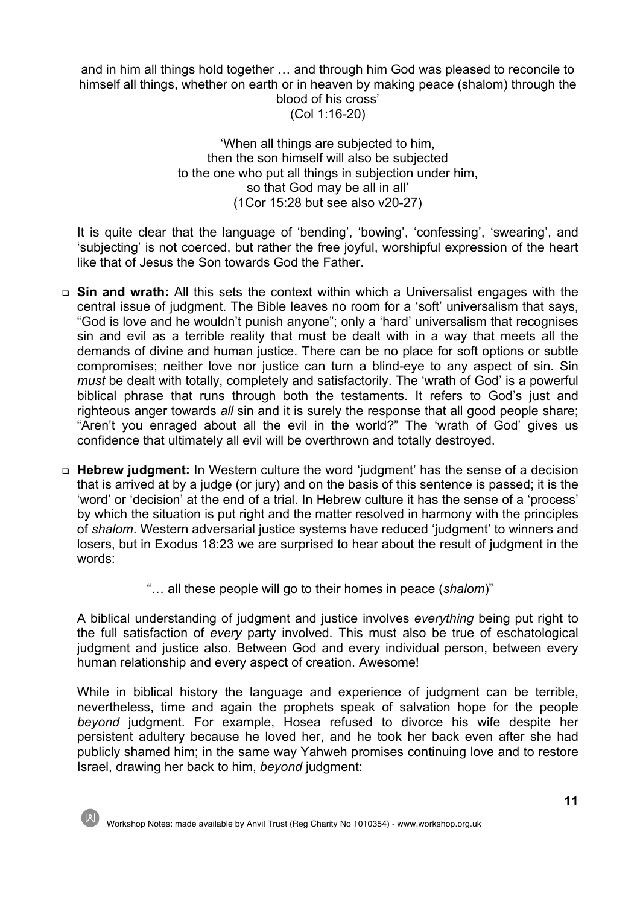and in him all things hold together … and through him God was pleased to reconcile to himself all things, whether on earth or in heaven by making peace (shalom) through the blood of his cross'
(Col 1:16-20)

'When all things are subjected to him,
then the son himself will also be subjected
to the one who put all things in subjection under him,
so that God may be all in all'
(1Cor 15:28 but see also v20-27)

It is quite clear that the language of 'bending', 'bowing', 'confessing', 'swearing', and 'subjecting' is not coerced, but rather the free joyful, worshipful expression of the heart like that of Jesus the Son towards God the Father.

- **Sin and wrath:** All this sets the context within which a Universalist engages with the central issue of judgment. The Bible leaves no room for a 'soft' universalism that says, "God is love and he wouldn't punish anyone"; only a 'hard' universalism that recognises sin and evil as a terrible reality that must be dealt with in a way that meets all the demands of divine and human justice. There can be no place for soft options or subtle compromises; neither love nor justice can turn a blind-eye to any aspect of sin. Sin *must* be dealt with totally, completely and satisfactorily. The 'wrath of God' is a powerful biblical phrase that runs through both the testaments. It refers to God's just and righteous anger towards *all* sin and it is surely the response that all good people share; "Aren't you enraged about all the evil in the world?" The 'wrath of God' gives us confidence that ultimately all evil will be overthrown and totally destroyed.

- **Hebrew judgment:** In Western culture the word 'judgment' has the sense of a decision that is arrived at by a judge (or jury) and on the basis of this sentence is passed; it is the 'word' or 'decision' at the end of a trial. In Hebrew culture it has the sense of a 'process' by which the situation is put right and the matter resolved in harmony with the principles of *shalom*. Western adversarial justice systems have reduced 'judgment' to winners and losers, but in Exodus 18:23 we are surprised to hear about the result of judgment in the words:

  "… all these people will go to their homes in peace (*shalom*)"

  A biblical understanding of judgment and justice involves *everything* being put right to the full satisfaction of *every* party involved. This must also be true of eschatological judgment and justice also. Between God and every individual person, between every human relationship and every aspect of creation. Awesome!

  While in biblical history the language and experience of judgment can be terrible, nevertheless, time and again the prophets speak of salvation hope for the people *beyond* judgment. For example, Hosea refused to divorce his wife despite her persistent adultery because he loved her, and he took her back even after she had publicly shamed him; in the same way Yahweh promises continuing love and to restore Israel, drawing her back to him, *beyond* judgment: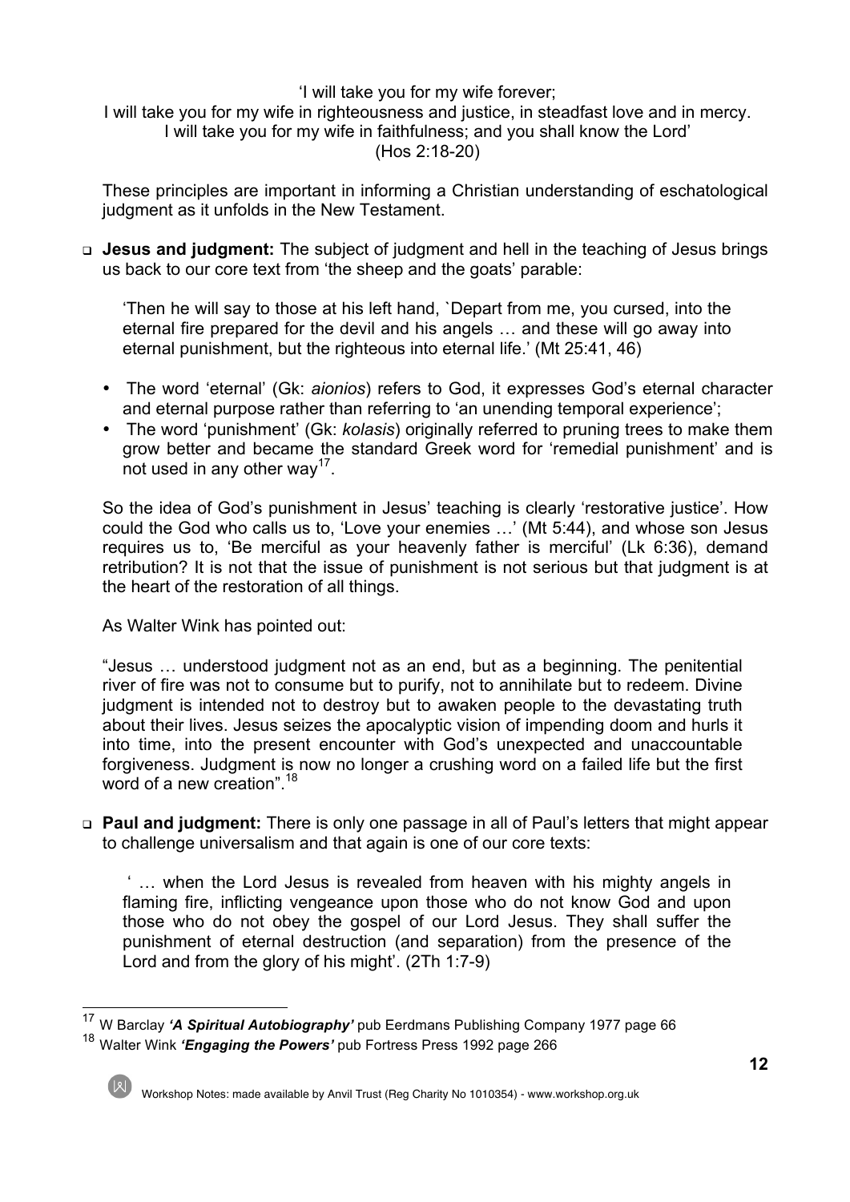'I will take you for my wife forever;
I will take you for my wife in righteousness and justice, in steadfast love and in mercy.
I will take you for my wife in faithfulness; and you shall know the Lord'
(Hos 2:18-20)

These principles are important in informing a Christian understanding of eschatological judgment as it unfolds in the New Testament.

- **Jesus and judgment:** The subject of judgment and hell in the teaching of Jesus brings us back to our core text from 'the sheep and the goats' parable:

  'Then he will say to those at his left hand, `Depart from me, you cursed, into the eternal fire prepared for the devil and his angels … and these will go away into eternal punishment, but the righteous into eternal life.' (Mt 25:41, 46)

  - The word 'eternal' (Gk: *aionios*) refers to God, it expresses God's eternal character and eternal purpose rather than referring to 'an unending temporal experience';
  - The word 'punishment' (Gk: *kolasis*) originally referred to pruning trees to make them grow better and became the standard Greek word for 'remedial punishment' and is not used in any other way[17].

  So the idea of God's punishment in Jesus' teaching is clearly 'restorative justice'. How could the God who calls us to, 'Love your enemies …' (Mt 5:44), and whose son Jesus requires us to, 'Be merciful as your heavenly father is merciful' (Lk 6:36), demand retribution? It is not that the issue of punishment is not serious but that judgment is at the heart of the restoration of all things.

  As Walter Wink has pointed out:

  "Jesus … understood judgment not as an end, but as a beginning. The penitential river of fire was not to consume but to purify, not to annihilate but to redeem. Divine judgment is intended not to destroy but to awaken people to the devastating truth about their lives. Jesus seizes the apocalyptic vision of impending doom and hurls it into time, into the present encounter with God's unexpected and unaccountable forgiveness. Judgment is now no longer a crushing word on a failed life but the first word of a new creation".[18]

- **Paul and judgment:** There is only one passage in all of Paul's letters that might appear to challenge universalism and that again is one of our core texts:

  ' … when the Lord Jesus is revealed from heaven with his mighty angels in flaming fire, inflicting vengeance upon those who do not know God and upon those who do not obey the gospel of our Lord Jesus. They shall suffer the punishment of eternal destruction (and separation) from the presence of the Lord and from the glory of his might'. (2Th 1:7-9)

---

[17] W Barclay ***'A Spiritual Autobiography'*** pub Eerdmans Publishing Company 1977 page 66

[18] Walter Wink ***'Engaging the Powers'*** pub Fortress Press 1992 page 266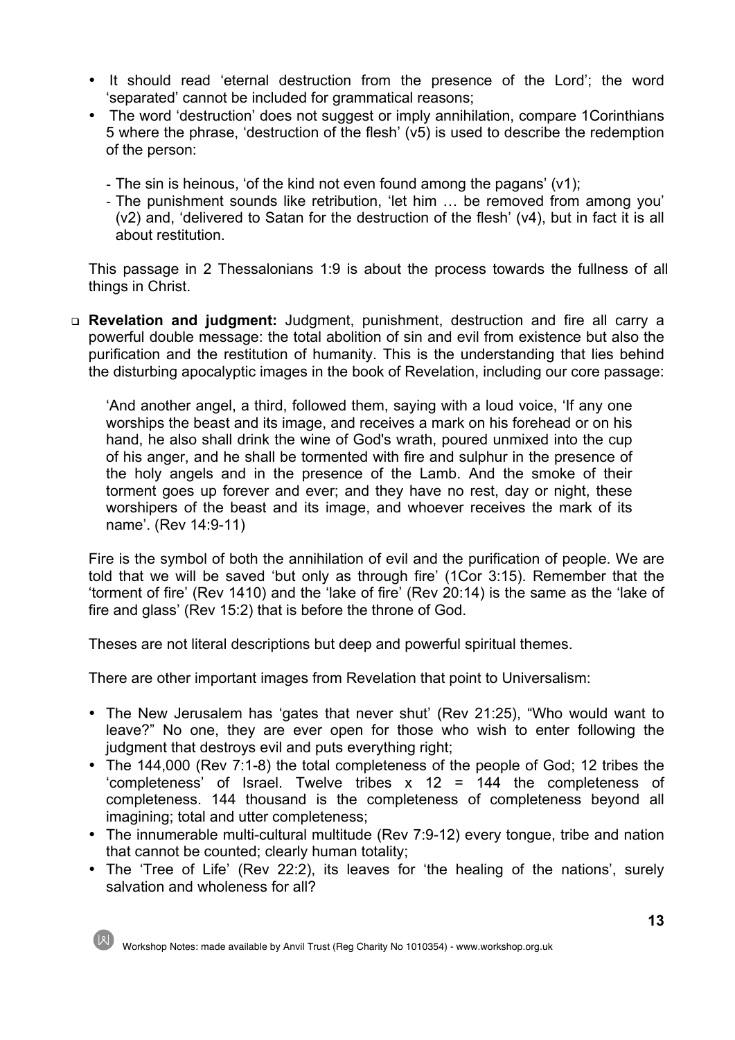- It should read 'eternal destruction from the presence of the Lord'; the word 'separated' cannot be included for grammatical reasons;
- The word 'destruction' does not suggest or imply annihilation, compare 1Corinthians 5 where the phrase, 'destruction of the flesh' (v5) is used to describe the redemption of the person:

  - The sin is heinous, 'of the kind not even found among the pagans' (v1);
  - The punishment sounds like retribution, 'let him … be removed from among you' (v2) and, 'delivered to Satan for the destruction of the flesh' (v4), but in fact it is all about restitution.

  This passage in 2 Thessalonians 1:9 is about the process towards the fullness of all things in Christ.

- **Revelation and judgment:** Judgment, punishment, destruction and fire all carry a powerful double message: the total abolition of sin and evil from existence but also the purification and the restitution of humanity. This is the understanding that lies behind the disturbing apocalyptic images in the book of Revelation, including our core passage:

  > 'And another angel, a third, followed them, saying with a loud voice, 'If any one worships the beast and its image, and receives a mark on his forehead or on his hand, he also shall drink the wine of God's wrath, poured unmixed into the cup of his anger, and he shall be tormented with fire and sulphur in the presence of the holy angels and in the presence of the Lamb. And the smoke of their torment goes up forever and ever; and they have no rest, day or night, these worshipers of the beast and its image, and whoever receives the mark of its name'. (Rev 14:9-11)

  Fire is the symbol of both the annihilation of evil and the purification of people. We are told that we will be saved 'but only as through fire' (1Cor 3:15). Remember that the 'torment of fire' (Rev 1410) and the 'lake of fire' (Rev 20:14) is the same as the 'lake of fire and glass' (Rev 15:2) that is before the throne of God.

  Theses are not literal descriptions but deep and powerful spiritual themes.

  There are other important images from Revelation that point to Universalism:

  - The New Jerusalem has 'gates that never shut' (Rev 21:25), "Who would want to leave?" No one, they are ever open for those who wish to enter following the judgment that destroys evil and puts everything right;
  - The 144,000 (Rev 7:1-8) the total completeness of the people of God; 12 tribes the 'completeness' of Israel. Twelve tribes x 12 = 144 the completeness of completeness. 144 thousand is the completeness of completeness beyond all imagining; total and utter completeness;
  - The innumerable multi-cultural multitude (Rev 7:9-12) every tongue, tribe and nation that cannot be counted; clearly human totality;
  - The 'Tree of Life' (Rev 22:2), its leaves for 'the healing of the nations', surely salvation and wholeness for all?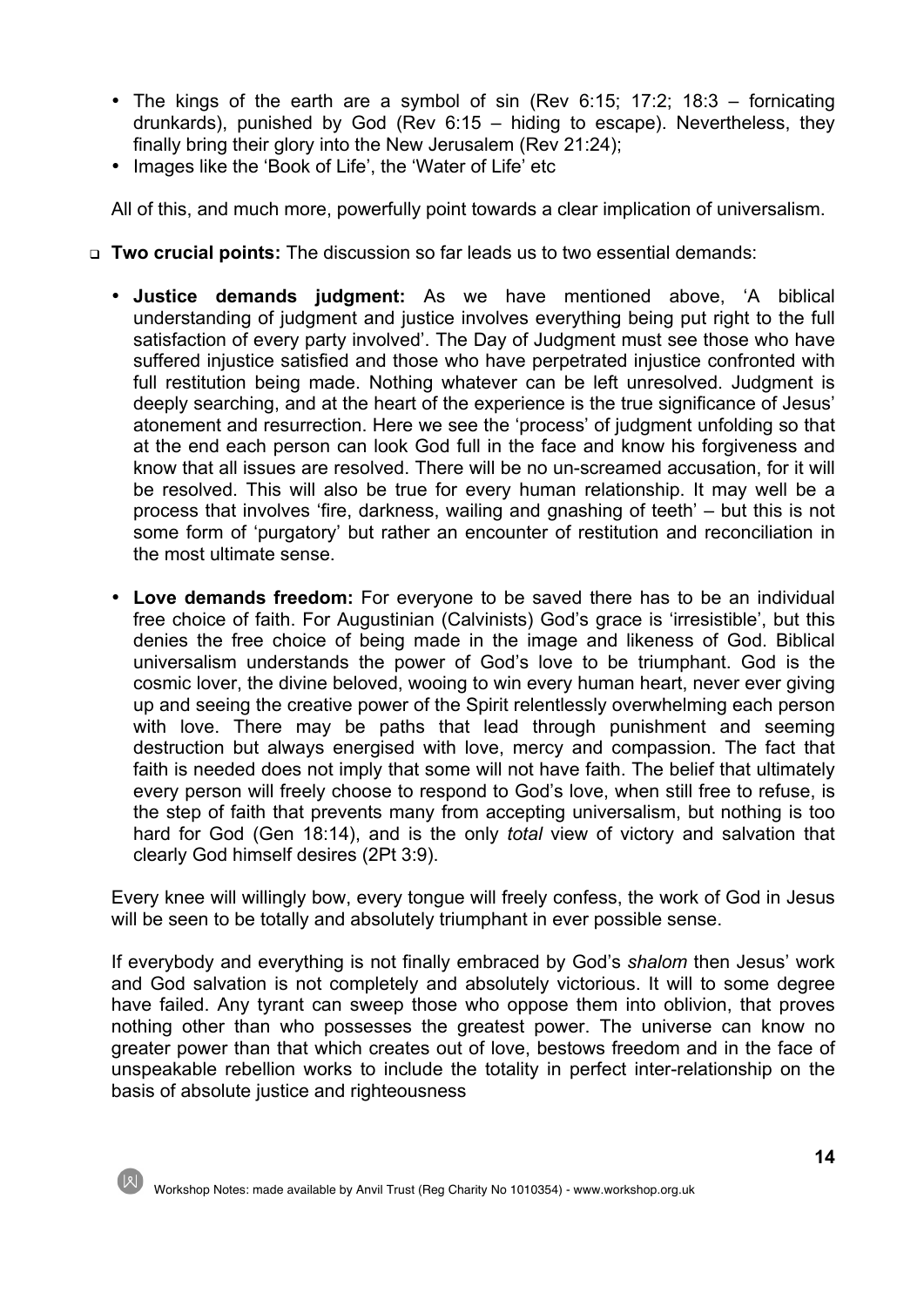- The kings of the earth are a symbol of sin (Rev 6:15; 17:2; 18:3 – fornicating drunkards), punished by God (Rev 6:15 – hiding to escape). Nevertheless, they finally bring their glory into the New Jerusalem (Rev 21:24);
- Images like the 'Book of Life', the 'Water of Life' etc

All of this, and much more, powerfully point towards a clear implication of universalism.

- **Two crucial points:** The discussion so far leads us to two essential demands:

  - **Justice demands judgment:** As we have mentioned above, 'A biblical understanding of judgment and justice involves everything being put right to the full satisfaction of every party involved'. The Day of Judgment must see those who have suffered injustice satisfied and those who have perpetrated injustice confronted with full restitution being made. Nothing whatever can be left unresolved. Judgment is deeply searching, and at the heart of the experience is the true significance of Jesus' atonement and resurrection. Here we see the 'process' of judgment unfolding so that at the end each person can look God full in the face and know his forgiveness and know that all issues are resolved. There will be no un-screamed accusation, for it will be resolved. This will also be true for every human relationship. It may well be a process that involves 'fire, darkness, wailing and gnashing of teeth' – but this is not some form of 'purgatory' but rather an encounter of restitution and reconciliation in the most ultimate sense.

  - **Love demands freedom:** For everyone to be saved there has to be an individual free choice of faith. For Augustinian (Calvinists) God's grace is 'irresistible', but this denies the free choice of being made in the image and likeness of God. Biblical universalism understands the power of God's love to be triumphant. God is the cosmic lover, the divine beloved, wooing to win every human heart, never ever giving up and seeing the creative power of the Spirit relentlessly overwhelming each person with love. There may be paths that lead through punishment and seeming destruction but always energised with love, mercy and compassion. The fact that faith is needed does not imply that some will not have faith. The belief that ultimately every person will freely choose to respond to God's love, when still free to refuse, is the step of faith that prevents many from accepting universalism, but nothing is too hard for God (Gen 18:14), and is the only *total* view of victory and salvation that clearly God himself desires (2Pt 3:9).

  Every knee will willingly bow, every tongue will freely confess, the work of God in Jesus will be seen to be totally and absolutely triumphant in ever possible sense.

  If everybody and everything is not finally embraced by God's *shalom* then Jesus' work and God salvation is not completely and absolutely victorious. It will to some degree have failed. Any tyrant can sweep those who oppose them into oblivion, that proves nothing other than who possesses the greatest power. The universe can know no greater power than that which creates out of love, bestows freedom and in the face of unspeakable rebellion works to include the totality in perfect inter-relationship on the basis of absolute justice and righteousness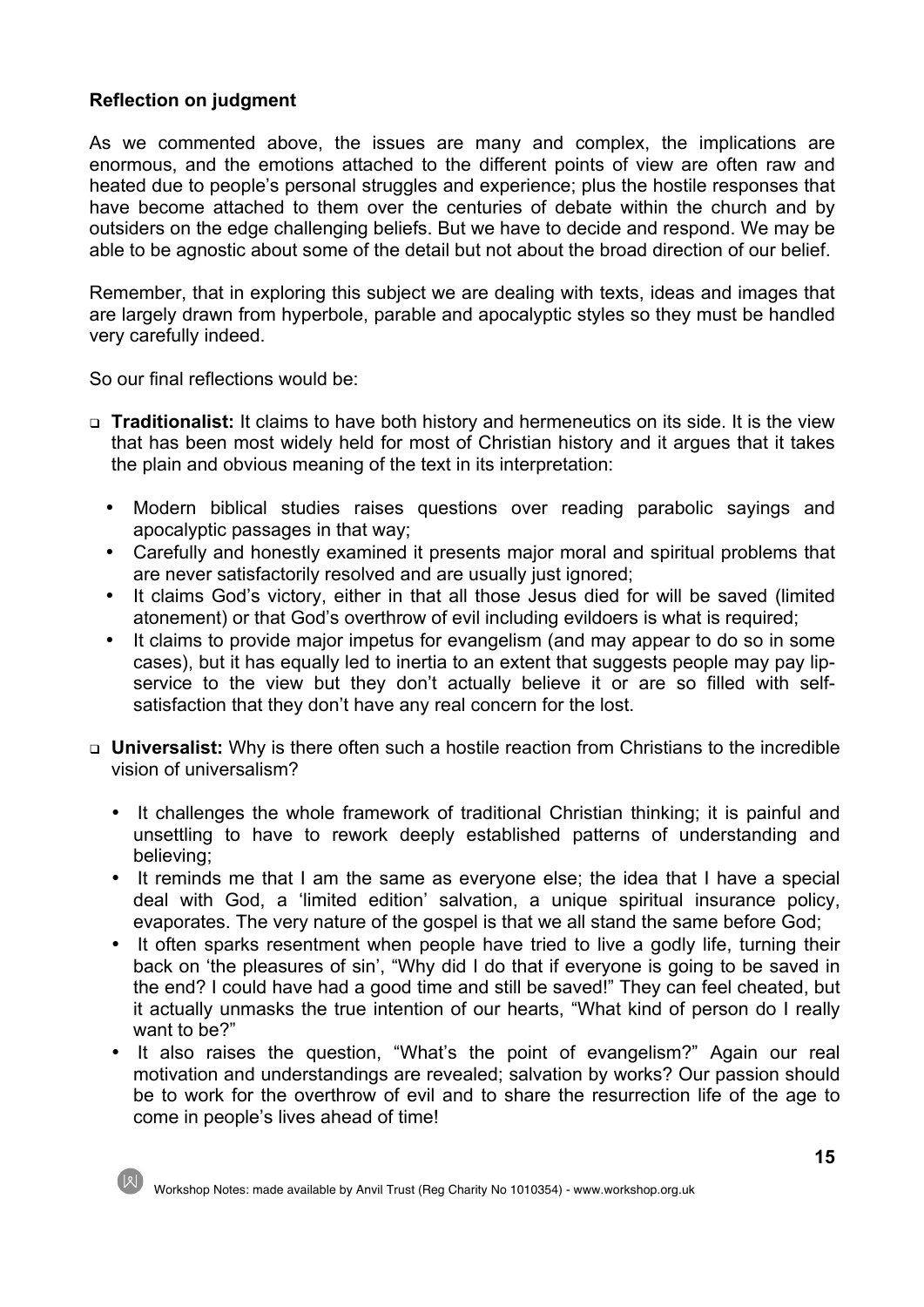**Reflection on judgment**

As we commented above, the issues are many and complex, the implications are enormous, and the emotions attached to the different points of view are often raw and heated due to people's personal struggles and experience; plus the hostile responses that have become attached to them over the centuries of debate within the church and by outsiders on the edge challenging beliefs. But we have to decide and respond. We may be able to be agnostic about some of the detail but not about the broad direction of our belief.

Remember, that in exploring this subject we are dealing with texts, ideas and images that are largely drawn from hyperbole, parable and apocalyptic styles so they must be handled very carefully indeed.

So our final reflections would be:

- **Traditionalist:** It claims to have both history and hermeneutics on its side. It is the view that has been most widely held for most of Christian history and it argues that it takes the plain and obvious meaning of the text in its interpretation:
  - Modern biblical studies raises questions over reading parabolic sayings and apocalyptic passages in that way;
  - Carefully and honestly examined it presents major moral and spiritual problems that are never satisfactorily resolved and are usually just ignored;
  - It claims God's victory, either in that all those Jesus died for will be saved (limited atonement) or that God's overthrow of evil including evildoers is what is required;
  - It claims to provide major impetus for evangelism (and may appear to do so in some cases), but it has equally led to inertia to an extent that suggests people may pay lip-service to the view but they don't actually believe it or are so filled with self-satisfaction that they don't have any real concern for the lost.

- **Universalist:** Why is there often such a hostile reaction from Christians to the incredible vision of universalism?
  - It challenges the whole framework of traditional Christian thinking; it is painful and unsettling to have to rework deeply established patterns of understanding and believing;
  - It reminds me that I am the same as everyone else; the idea that I have a special deal with God, a 'limited edition' salvation, a unique spiritual insurance policy, evaporates. The very nature of the gospel is that we all stand the same before God;
  - It often sparks resentment when people have tried to live a godly life, turning their back on 'the pleasures of sin', "Why did I do that if everyone is going to be saved in the end? I could have had a good time and still be saved!" They can feel cheated, but it actually unmasks the true intention of our hearts, "What kind of person do I really want to be?"
  - It also raises the question, "What's the point of evangelism?" Again our real motivation and understandings are revealed; salvation by works? Our passion should be to work for the overthrow of evil and to share the resurrection life of the age to come in people's lives ahead of time!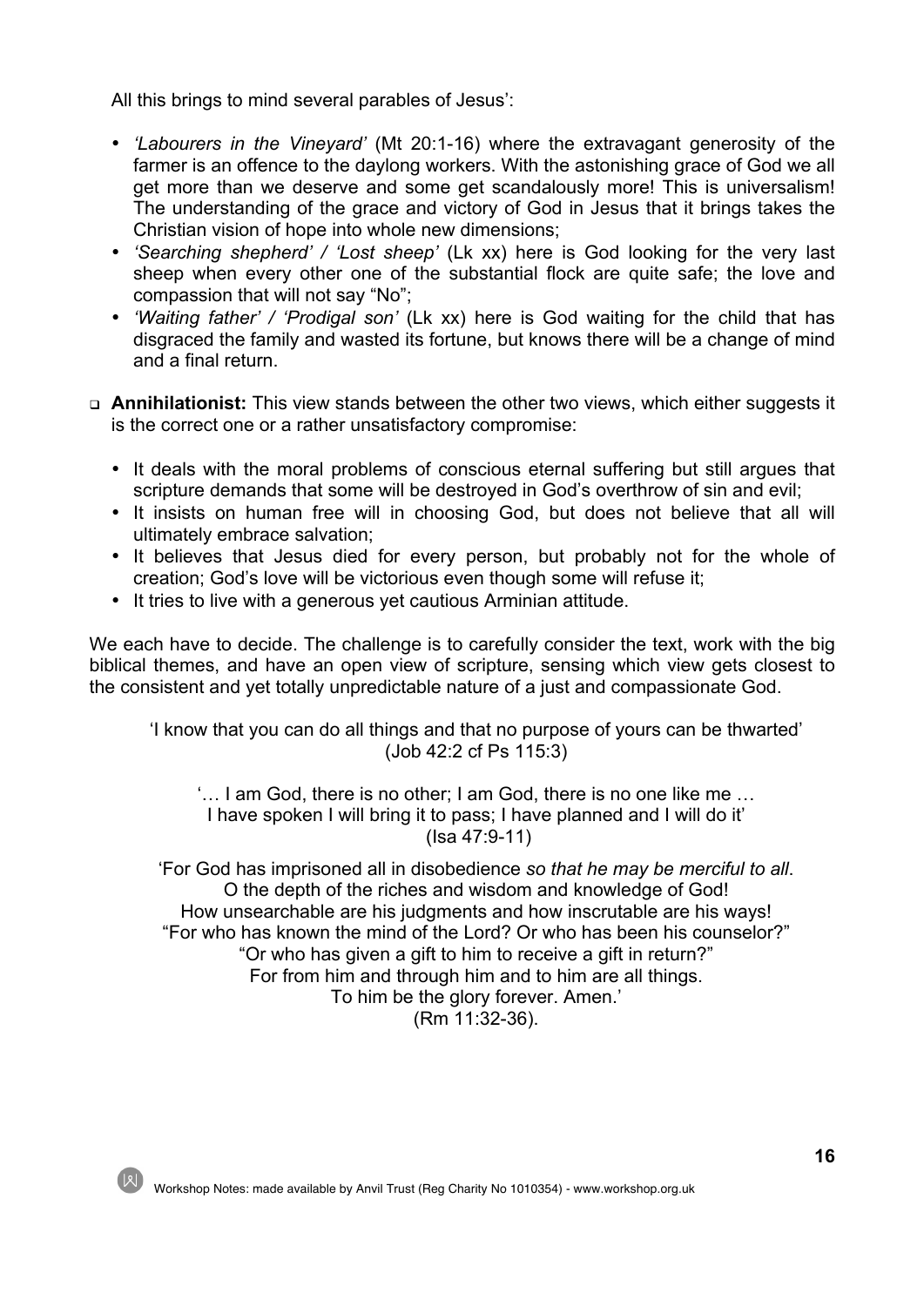All this brings to mind several parables of Jesus':

- *'Labourers in the Vineyard'* (Mt 20:1-16) where the extravagant generosity of the farmer is an offence to the daylong workers. With the astonishing grace of God we all get more than we deserve and some get scandalously more! This is universalism! The understanding of the grace and victory of God in Jesus that it brings takes the Christian vision of hope into whole new dimensions;
- *'Searching shepherd' / 'Lost sheep'* (Lk xx) here is God looking for the very last sheep when every other one of the substantial flock are quite safe; the love and compassion that will not say "No";
- *'Waiting father' / 'Prodigal son'* (Lk xx) here is God waiting for the child that has disgraced the family and wasted its fortune, but knows there will be a change of mind and a final return.

- **Annihilationist:** This view stands between the other two views, which either suggests it is the correct one or a rather unsatisfactory compromise:
  - It deals with the moral problems of conscious eternal suffering but still argues that scripture demands that some will be destroyed in God's overthrow of sin and evil;
  - It insists on human free will in choosing God, but does not believe that all will ultimately embrace salvation;
  - It believes that Jesus died for every person, but probably not for the whole of creation; God's love will be victorious even though some will refuse it;
  - It tries to live with a generous yet cautious Arminian attitude.

We each have to decide. The challenge is to carefully consider the text, work with the big biblical themes, and have an open view of scripture, sensing which view gets closest to the consistent and yet totally unpredictable nature of a just and compassionate God.

'I know that you can do all things and that no purpose of yours can be thwarted'
(Job 42:2 cf Ps 115:3)

'… I am God, there is no other; I am God, there is no one like me …
I have spoken I will bring it to pass; I have planned and I will do it'
(Isa 47:9-11)

'For God has imprisoned all in disobedience *so that he may be merciful to all*.
O the depth of the riches and wisdom and knowledge of God!
How unsearchable are his judgments and how inscrutable are his ways!
"For who has known the mind of the Lord? Or who has been his counselor?"
"Or who has given a gift to him to receive a gift in return?"
For from him and through him and to him are all things.
To him be the glory forever. Amen.'
(Rm 11:32-36).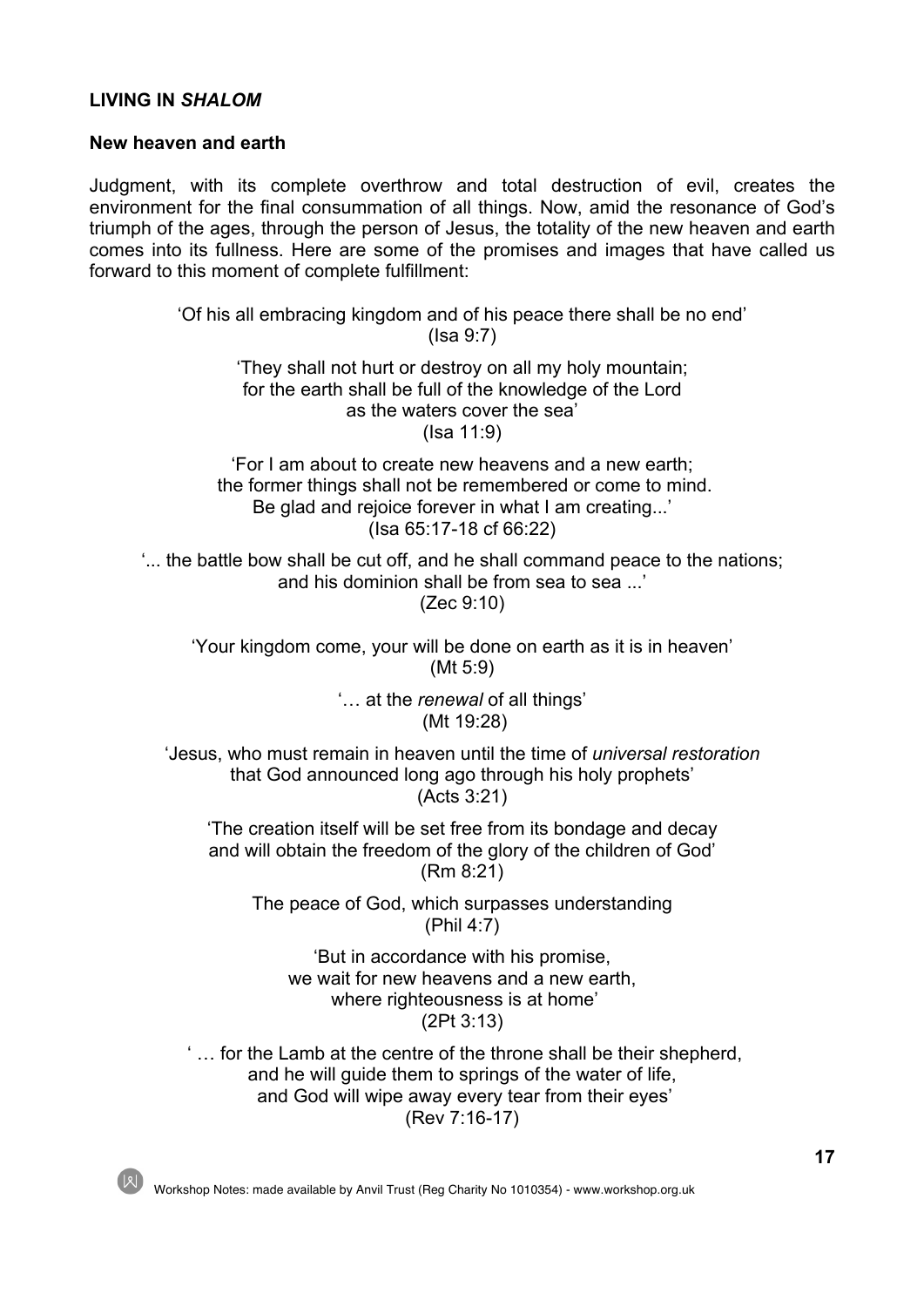**LIVING IN *SHALOM***

**New heaven and earth**

Judgment, with its complete overthrow and total destruction of evil, creates the environment for the final consummation of all things. Now, amid the resonance of God's triumph of the ages, through the person of Jesus, the totality of the new heaven and earth comes into its fullness. Here are some of the promises and images that have called us forward to this moment of complete fulfillment:

'Of his all embracing kingdom and of his peace there shall be no end'
(Isa 9:7)

'They shall not hurt or destroy on all my holy mountain;
for the earth shall be full of the knowledge of the Lord
as the waters cover the sea'
(Isa 11:9)

'For I am about to create new heavens and a new earth;
the former things shall not be remembered or come to mind.
Be glad and rejoice forever in what I am creating...'
(Isa 65:17-18 cf 66:22)

'... the battle bow shall be cut off, and he shall command peace to the nations;
and his dominion shall be from sea to sea ...'
(Zec 9:10)

'Your kingdom come, your will be done on earth as it is in heaven'
(Mt 5:9)

'… at the *renewal* of all things'
(Mt 19:28)

'Jesus, who must remain in heaven until the time of *universal restoration*
that God announced long ago through his holy prophets'
(Acts 3:21)

'The creation itself will be set free from its bondage and decay
and will obtain the freedom of the glory of the children of God'
(Rm 8:21)

The peace of God, which surpasses understanding
(Phil 4:7)

'But in accordance with his promise,
we wait for new heavens and a new earth,
where righteousness is at home'
(2Pt 3:13)

' … for the Lamb at the centre of the throne shall be their shepherd,
and he will guide them to springs of the water of life,
and God will wipe away every tear from their eyes'
(Rev 7:16-17)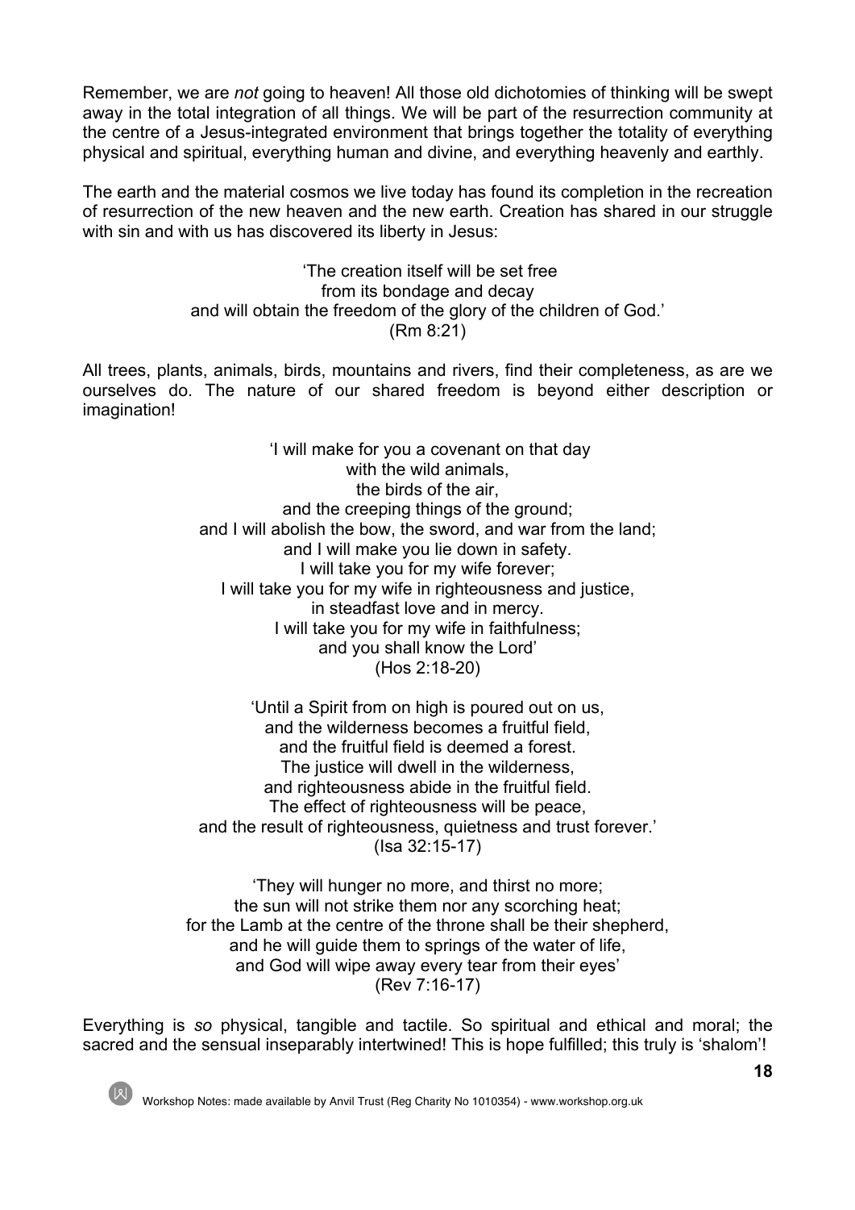Remember, we are *not* going to heaven! All those old dichotomies of thinking will be swept away in the total integration of all things. We will be part of the resurrection community at the centre of a Jesus-integrated environment that brings together the totality of everything physical and spiritual, everything human and divine, and everything heavenly and earthly.

The earth and the material cosmos we live today has found its completion in the recreation of resurrection of the new heaven and the new earth. Creation has shared in our struggle with sin and with us has discovered its liberty in Jesus:

> 'The creation itself will be set free
> from its bondage and decay
> and will obtain the freedom of the glory of the children of God.'
> (Rm 8:21)

All trees, plants, animals, birds, mountains and rivers, find their completeness, as are we ourselves do. The nature of our shared freedom is beyond either description or imagination!

> 'I will make for you a covenant on that day
> with the wild animals,
> the birds of the air,
> and the creeping things of the ground;
> and I will abolish the bow, the sword, and war from the land;
> and I will make you lie down in safety.
> I will take you for my wife forever;
> I will take you for my wife in righteousness and justice,
> in steadfast love and in mercy.
> I will take you for my wife in faithfulness;
> and you shall know the Lord'
> (Hos 2:18-20)

> 'Until a Spirit from on high is poured out on us,
> and the wilderness becomes a fruitful field,
> and the fruitful field is deemed a forest.
> The justice will dwell in the wilderness,
> and righteousness abide in the fruitful field.
> The effect of righteousness will be peace,
> and the result of righteousness, quietness and trust forever.'
> (Isa 32:15-17)

> 'They will hunger no more, and thirst no more;
> the sun will not strike them nor any scorching heat;
> for the Lamb at the centre of the throne shall be their shepherd,
> and he will guide them to springs of the water of life,
> and God will wipe away every tear from their eyes'
> (Rev 7:16-17)

Everything is *so* physical, tangible and tactile. So spiritual and ethical and moral; the sacred and the sensual inseparably intertwined! This is hope fulfilled; this truly is 'shalom'!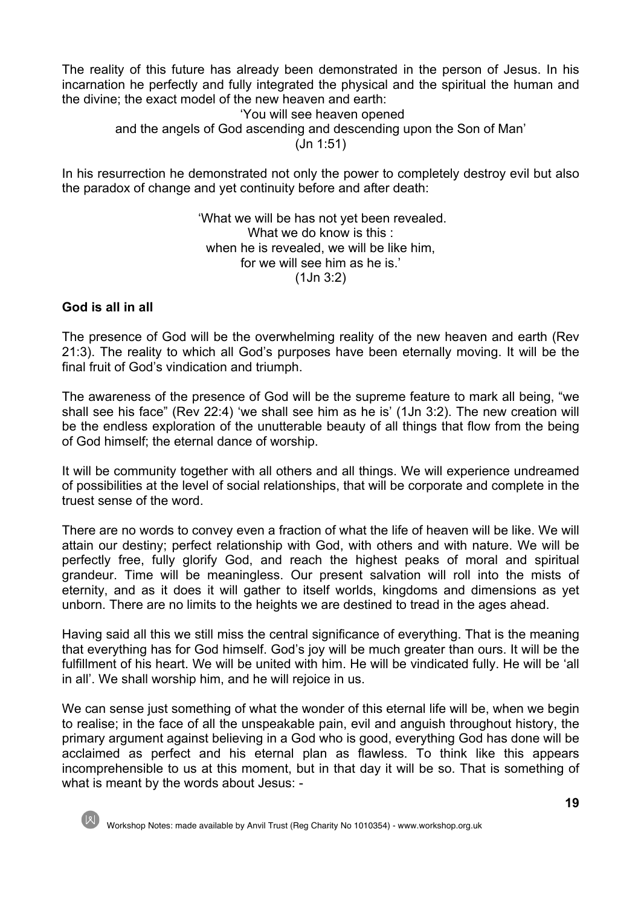The reality of this future has already been demonstrated in the person of Jesus. In his incarnation he perfectly and fully integrated the physical and the spiritual the human and the divine; the exact model of the new heaven and earth:

'You will see heaven opened  
and the angels of God ascending and descending upon the Son of Man'  
(Jn 1:51)

In his resurrection he demonstrated not only the power to completely destroy evil but also the paradox of change and yet continuity before and after death:

'What we will be has not yet been revealed.  
What we do know is this :  
when he is revealed, we will be like him,  
for we will see him as he is.'  
(1Jn 3:2)

**God is all in all**

The presence of God will be the overwhelming reality of the new heaven and earth (Rev 21:3). The reality to which all God's purposes have been eternally moving. It will be the final fruit of God's vindication and triumph.

The awareness of the presence of God will be the supreme feature to mark all being, "we shall see his face" (Rev 22:4) 'we shall see him as he is' (1Jn 3:2). The new creation will be the endless exploration of the unutterable beauty of all things that flow from the being of God himself; the eternal dance of worship.

It will be community together with all others and all things. We will experience undreamed of possibilities at the level of social relationships, that will be corporate and complete in the truest sense of the word.

There are no words to convey even a fraction of what the life of heaven will be like. We will attain our destiny; perfect relationship with God, with others and with nature. We will be perfectly free, fully glorify God, and reach the highest peaks of moral and spiritual grandeur. Time will be meaningless. Our present salvation will roll into the mists of eternity, and as it does it will gather to itself worlds, kingdoms and dimensions as yet unborn. There are no limits to the heights we are destined to tread in the ages ahead.

Having said all this we still miss the central significance of everything. That is the meaning that everything has for God himself. God's joy will be much greater than ours. It will be the fulfillment of his heart. We will be united with him. He will be vindicated fully. He will be 'all in all'. We shall worship him, and he will rejoice in us.

We can sense just something of what the wonder of this eternal life will be, when we begin to realise; in the face of all the unspeakable pain, evil and anguish throughout history, the primary argument against believing in a God who is good, everything God has done will be acclaimed as perfect and his eternal plan as flawless. To think like this appears incomprehensible to us at this moment, but in that day it will be so. That is something of what is meant by the words about Jesus: -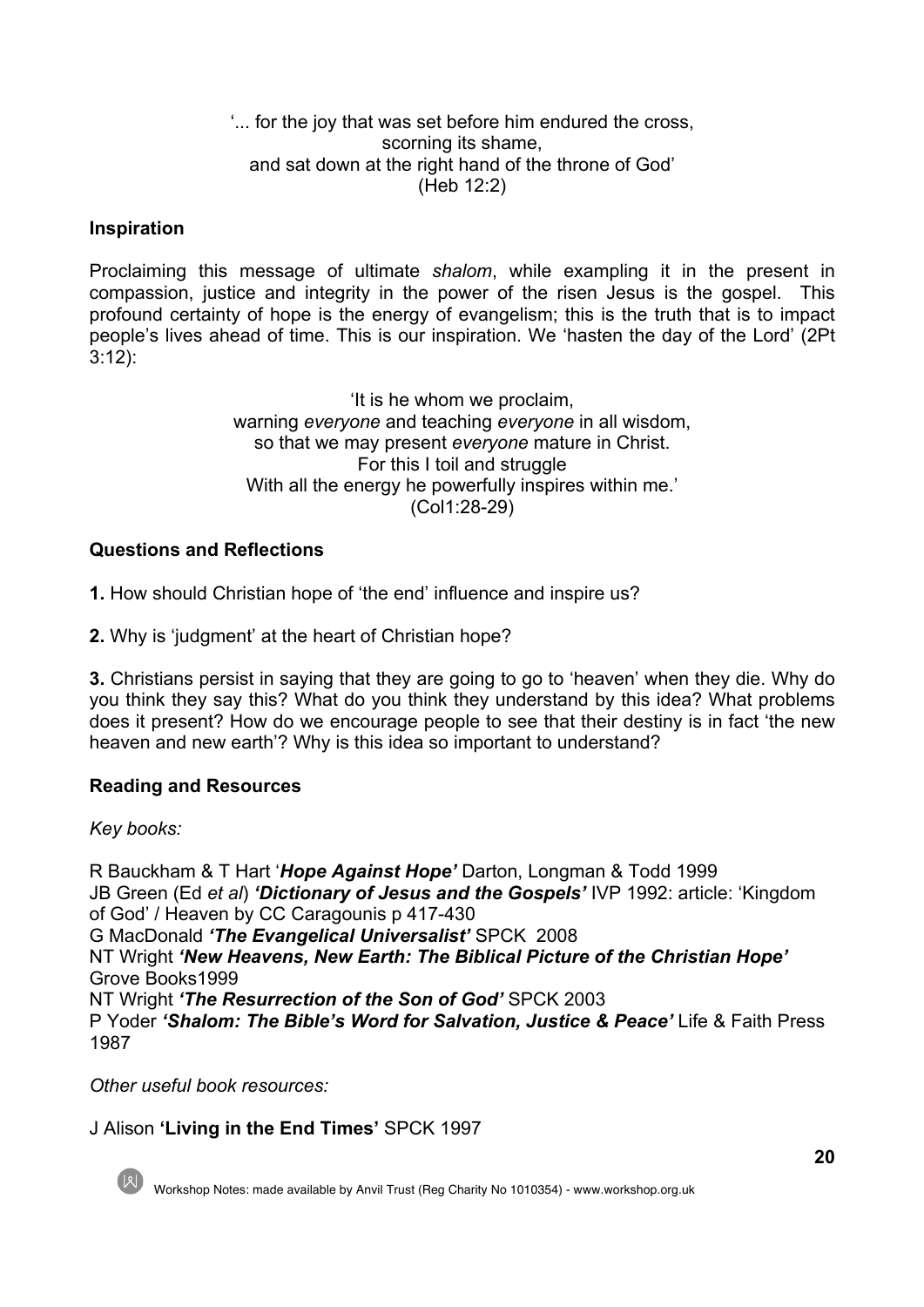'... for the joy that was set before him endured the cross,  
scorning its shame,  
and sat down at the right hand of the throne of God'  
(Heb 12:2)

**Inspiration**

Proclaiming this message of ultimate *shalom*, while exampling it in the present in compassion, justice and integrity in the power of the risen Jesus is the gospel. This profound certainty of hope is the energy of evangelism; this is the truth that is to impact people's lives ahead of time. This is our inspiration. We 'hasten the day of the Lord' (2Pt 3:12):

'It is he whom we proclaim,  
warning *everyone* and teaching *everyone* in all wisdom,  
so that we may present *everyone* mature in Christ.  
For this I toil and struggle  
With all the energy he powerfully inspires within me.'  
(Col1:28-29)

**Questions and Reflections**

**1.** How should Christian hope of 'the end' influence and inspire us?

**2.** Why is 'judgment' at the heart of Christian hope?

**3.** Christians persist in saying that they are going to go to 'heaven' when they die. Why do you think they say this? What do you think they understand by this idea? What problems does it present? How do we encourage people to see that their destiny is in fact 'the new heaven and new earth'? Why is this idea so important to understand?

**Reading and Resources**

*Key books:*

R Bauckham & T Hart '***Hope Against Hope'*** Darton, Longman & Todd 1999  
JB Green (Ed *et al*) ***'Dictionary of Jesus and the Gospels'*** IVP 1992: article: 'Kingdom of God' / Heaven by CC Caragounis p 417-430  
G MacDonald ***'The Evangelical Universalist'*** SPCK 2008  
NT Wright ***'New Heavens, New Earth: The Biblical Picture of the Christian Hope'*** Grove Books1999  
NT Wright ***'The Resurrection of the Son of God'*** SPCK 2003  
P Yoder ***'Shalom: The Bible's Word for Salvation, Justice & Peace'*** Life & Faith Press 1987

*Other useful book resources:*

J Alison **'Living in the End Times'** SPCK 1997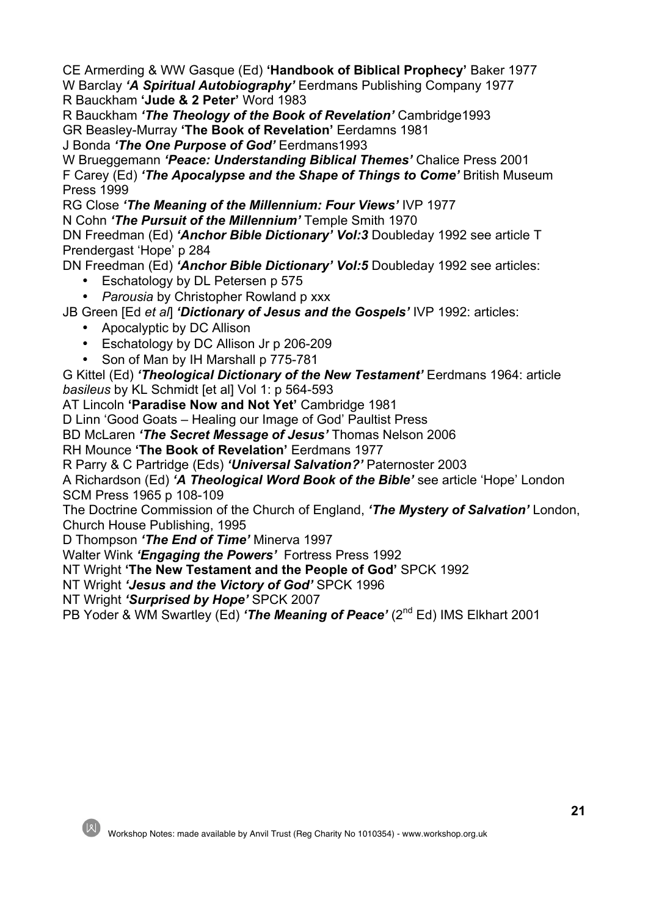CE Armerding & WW Gasque (Ed) **'Handbook of Biblical Prophecy'** Baker 1977
W Barclay ***'A Spiritual Autobiography'*** Eerdmans Publishing Company 1977
R Bauckham **'Jude & 2 Peter'** Word 1983
R Bauckham ***'The Theology of the Book of Revelation'*** Cambridge1993
GR Beasley-Murray **'The Book of Revelation'** Eerdamns 1981
J Bonda ***'The One Purpose of God'*** Eerdmans1993
W Brueggemann ***'Peace: Understanding Biblical Themes'*** Chalice Press 2001
F Carey (Ed) ***'The Apocalypse and the Shape of Things to Come'*** British Museum Press 1999
RG Close ***'The Meaning of the Millennium: Four Views'*** IVP 1977
N Cohn ***'The Pursuit of the Millennium'*** Temple Smith 1970
DN Freedman (Ed) ***'Anchor Bible Dictionary' Vol:3*** Doubleday 1992 see article T Prendergast 'Hope' p 284
DN Freedman (Ed) ***'Anchor Bible Dictionary' Vol:5*** Doubleday 1992 see articles:

- Eschatology by DL Petersen p 575
- *Parousia* by Christopher Rowland p xxx

JB Green [Ed *et al*] ***'Dictionary of Jesus and the Gospels'*** IVP 1992: articles:

- Apocalyptic by DC Allison
- Eschatology by DC Allison Jr p 206-209
- Son of Man by IH Marshall p 775-781

G Kittel (Ed) ***'Theological Dictionary of the New Testament'*** Eerdmans 1964: article *basileus* by KL Schmidt [et al] Vol 1: p 564-593
AT Lincoln **'Paradise Now and Not Yet'** Cambridge 1981
D Linn 'Good Goats – Healing our Image of God' Paultist Press
BD McLaren ***'The Secret Message of Jesus'*** Thomas Nelson 2006
RH Mounce **'The Book of Revelation'** Eerdmans 1977
R Parry & C Partridge (Eds) ***'Universal Salvation?'*** Paternoster 2003
A Richardson (Ed) ***'A Theological Word Book of the Bible'*** see article 'Hope' London SCM Press 1965 p 108-109
The Doctrine Commission of the Church of England, ***'The Mystery of Salvation'*** London, Church House Publishing, 1995
D Thompson ***'The End of Time'*** Minerva 1997
Walter Wink ***'Engaging the Powers'*** Fortress Press 1992
NT Wright **'The New Testament and the People of God'** SPCK 1992
NT Wright ***'Jesus and the Victory of God'*** SPCK 1996
NT Wright ***'Surprised by Hope'*** SPCK 2007
PB Yoder & WM Swartley (Ed) ***'The Meaning of Peace'*** (2nd Ed) IMS Elkhart 2001

Workshop Notes: made available by Anvil Trust (Reg Charity No 1010354) - www.workshop.org.uk